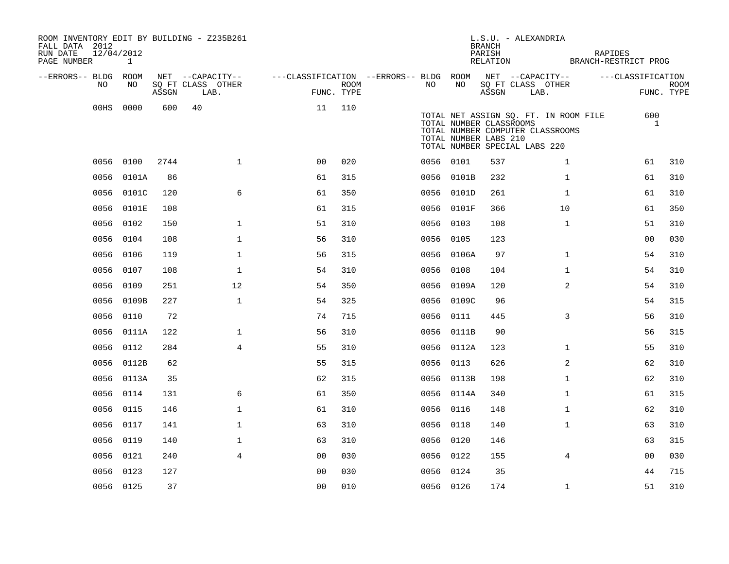ROOM INVENTORY EDIT BY BUILDING - Z235B261
FALL DATA 2012
RUN DATE 12/04/2012
PAGE NUMBER 1

L.S.U. - ALEXANDRIA
BRANCH
PARISH RAPIDES
RELATION BRANCH-RESTRICT PROG

| --ERRORS-- | BLDG NO | ROOM NO | NET SQ FT ASSGN | --CAPACITY-- CLASS | LAB. | OTHER | ---CLASSIFICATION FUNC. | ROOM TYPE | --ERRORS-- | BLDG NO | ROOM NO | NET SQ FT ASSGN | --CAPACITY-- CLASS | LAB. | OTHER | ---CLASSIFICATION FUNC. | ROOM TYPE |
|---|---|---|---|---|---|---|---|---|---|---|---|---|---|---|---|---|---|
| | 00HS | 0000 | 600 | 40 | | | 11 | 110 | | | | | | | | | |
| | 0056 | 0100 | 2744 | | | 1 | 00 | 020 | | 0056 | 0101 | 537 | | | 1 | 61 | 310 |
| | 0056 | 0101A | 86 | | | | 61 | 315 | | 0056 | 0101B | 232 | | | 1 | 61 | 310 |
| | 0056 | 0101C | 120 | | | 6 | 61 | 350 | | 0056 | 0101D | 261 | | | 1 | 61 | 310 |
| | 0056 | 0101E | 108 | | | | 61 | 315 | | 0056 | 0101F | 366 | | | 10 | 61 | 350 |
| | 0056 | 0102 | 150 | | | 1 | 51 | 310 | | 0056 | 0103 | 108 | | | 1 | 51 | 310 |
| | 0056 | 0104 | 108 | | | 1 | 56 | 310 | | 0056 | 0105 | 123 | | | | 00 | 030 |
| | 0056 | 0106 | 119 | | | 1 | 56 | 315 | | 0056 | 0106A | 97 | | | 1 | 54 | 310 |
| | 0056 | 0107 | 108 | | | 1 | 54 | 310 | | 0056 | 0108 | 104 | | | 1 | 54 | 310 |
| | 0056 | 0109 | 251 | | | 12 | 54 | 350 | | 0056 | 0109A | 120 | | | 2 | 54 | 310 |
| | 0056 | 0109B | 227 | | | 1 | 54 | 325 | | 0056 | 0109C | 96 | | | | 54 | 315 |
| | 0056 | 0110 | 72 | | | | 74 | 715 | | 0056 | 0111 | 445 | | | 3 | 56 | 310 |
| | 0056 | 0111A | 122 | | | 1 | 56 | 310 | | 0056 | 0111B | 90 | | | | 56 | 315 |
| | 0056 | 0112 | 284 | | | 4 | 55 | 310 | | 0056 | 0112A | 123 | | | 1 | 55 | 310 |
| | 0056 | 0112B | 62 | | | | 55 | 315 | | 0056 | 0113 | 626 | | | 2 | 62 | 310 |
| | 0056 | 0113A | 35 | | | | 62 | 315 | | 0056 | 0113B | 198 | | | 1 | 62 | 310 |
| | 0056 | 0114 | 131 | | | 6 | 61 | 350 | | 0056 | 0114A | 340 | | | 1 | 61 | 315 |
| | 0056 | 0115 | 146 | | | 1 | 61 | 310 | | 0056 | 0116 | 148 | | | 1 | 62 | 310 |
| | 0056 | 0117 | 141 | | | 1 | 63 | 310 | | 0056 | 0118 | 140 | | | 1 | 63 | 310 |
| | 0056 | 0119 | 140 | | | 1 | 63 | 310 | | 0056 | 0120 | 146 | | | | 63 | 315 |
| | 0056 | 0121 | 240 | | | 4 | 00 | 030 | | 0056 | 0122 | 155 | | | 4 | 00 | 030 |
| | 0056 | 0123 | 127 | | | | 00 | 030 | | 0056 | 0124 | 35 | | | | 44 | 715 |
| | 0056 | 0125 | 37 | | | | 00 | 010 | | 0056 | 0126 | 174 | | | 1 | 51 | 310 |

| | |
|---|---|
| TOTAL NET ASSIGN SQ. FT. IN ROOM FILE | 600 |
| TOTAL NUMBER CLASSROOMS | 1 |
| TOTAL NUMBER COMPUTER CLASSROOMS | |
| TOTAL NUMBER LABS 210 | |
| TOTAL NUMBER SPECIAL LABS 220 | |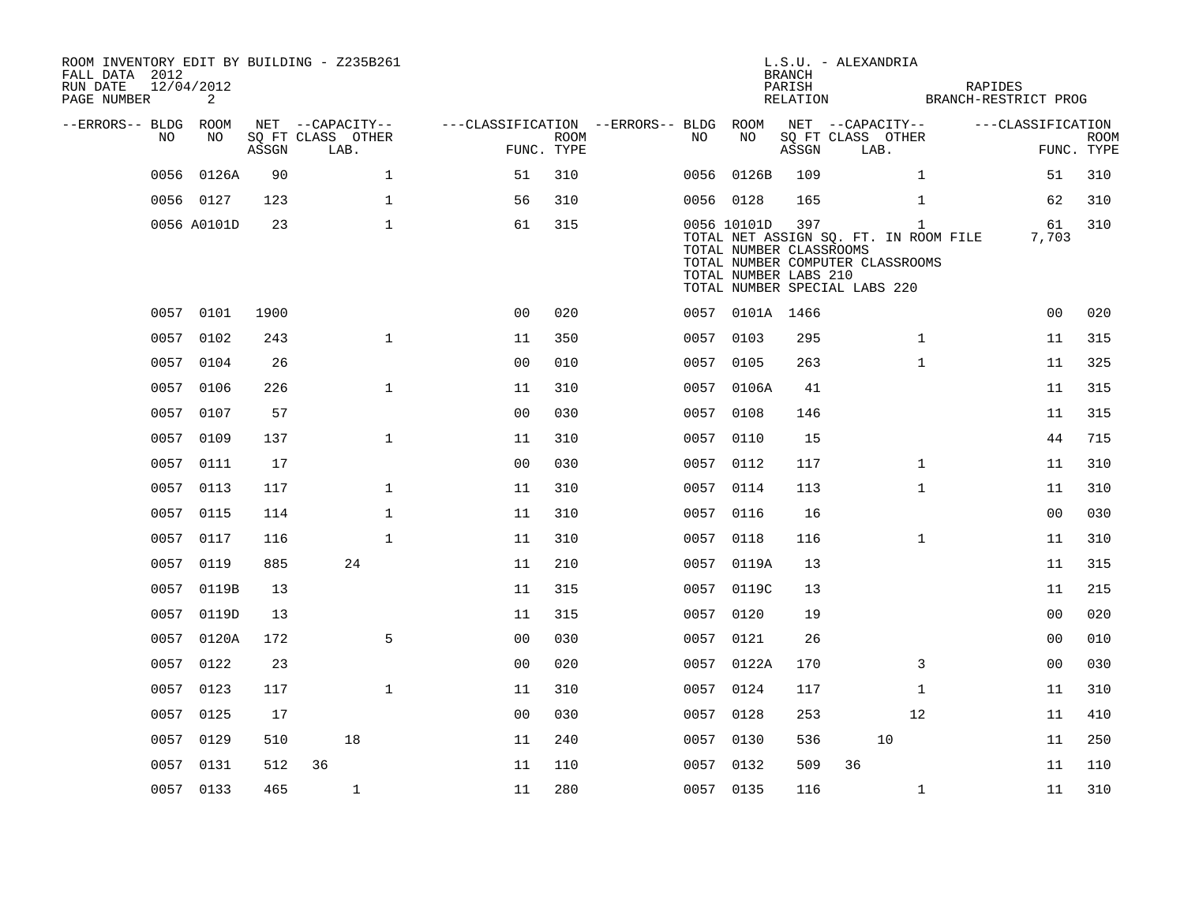ROOM INVENTORY EDIT BY BUILDING - Z235B261
FALL DATA 2012
RUN DATE 12/04/2012

L.S.U. - ALEXANDRIA
BRANCH
PARISH RAPIDES
RELATION BRANCH-RESTRICT PROG

| --ERRORS-- | BLDG NO | ROOM NO | NET SQ FT ASSGN | CAPACITY CLASS LAB. | CAPACITY OTHER | CLASSIFICATION FUNC. | ROOM TYPE | --ERRORS-- | BLDG NO | ROOM NO | NET SQ FT ASSGN | CAPACITY CLASS LAB. | CAPACITY OTHER | CLASSIFICATION FUNC. | ROOM TYPE |
|---|---|---|---|---|---|---|---|---|---|---|---|---|---|---|---|
| | 0056 | 0126A | 90 | | 1 | 51 | 310 | | 0056 | 0126B | 109 | | 1 | 51 | 310 |
| | 0056 | 0127 | 123 | | 1 | 56 | 310 | | 0056 | 0128 | 165 | | 1 | 62 | 310 |
| | 0056 | A0101D | 23 | | 1 | 61 | 315 | | 0056 | 10101D | 397 | | 1 | 61 | 310 |

TOTAL NET ASSIGN SQ. FT. IN ROOM FILE 7,703
TOTAL NUMBER CLASSROOMS
TOTAL NUMBER COMPUTER CLASSROOMS
TOTAL NUMBER LABS 210
TOTAL NUMBER SPECIAL LABS 220

| --ERRORS-- | BLDG NO | ROOM NO | NET SQ FT ASSGN | CAPACITY CLASS LAB. | CAPACITY OTHER | CLASSIFICATION FUNC. | ROOM TYPE | --ERRORS-- | BLDG NO | ROOM NO | NET SQ FT ASSGN | CAPACITY CLASS LAB. | CAPACITY OTHER | CLASSIFICATION FUNC. | ROOM TYPE |
|---|---|---|---|---|---|---|---|---|---|---|---|---|---|---|---|
| | 0057 | 0101 | 1900 | | | 00 | 020 | | 0057 | 0101A | 1466 | | | 00 | 020 |
| | 0057 | 0102 | 243 | | 1 | 11 | 350 | | 0057 | 0103 | 295 | | 1 | 11 | 315 |
| | 0057 | 0104 | 26 | | | 00 | 010 | | 0057 | 0105 | 263 | | 1 | 11 | 325 |
| | 0057 | 0106 | 226 | | 1 | 11 | 310 | | 0057 | 0106A | 41 | | | 11 | 315 |
| | 0057 | 0107 | 57 | | | 00 | 030 | | 0057 | 0108 | 146 | | | 11 | 315 |
| | 0057 | 0109 | 137 | | 1 | 11 | 310 | | 0057 | 0110 | 15 | | | 44 | 715 |
| | 0057 | 0111 | 17 | | | 00 | 030 | | 0057 | 0112 | 117 | | 1 | 11 | 310 |
| | 0057 | 0113 | 117 | | 1 | 11 | 310 | | 0057 | 0114 | 113 | | 1 | 11 | 310 |
| | 0057 | 0115 | 114 | | 1 | 11 | 310 | | 0057 | 0116 | 16 | | | 00 | 030 |
| | 0057 | 0117 | 116 | | 1 | 11 | 310 | | 0057 | 0118 | 116 | | 1 | 11 | 310 |
| | 0057 | 0119 | 885 | 24 | | 11 | 210 | | 0057 | 0119A | 13 | | | 11 | 315 |
| | 0057 | 0119B | 13 | | | 11 | 315 | | 0057 | 0119C | 13 | | | 11 | 215 |
| | 0057 | 0119D | 13 | | | 11 | 315 | | 0057 | 0120 | 19 | | | 00 | 020 |
| | 0057 | 0120A | 172 | | 5 | 00 | 030 | | 0057 | 0121 | 26 | | | 00 | 010 |
| | 0057 | 0122 | 23 | | | 00 | 020 | | 0057 | 0122A | 170 | | 3 | 00 | 030 |
| | 0057 | 0123 | 117 | | 1 | 11 | 310 | | 0057 | 0124 | 117 | | 1 | 11 | 310 |
| | 0057 | 0125 | 17 | | | 00 | 030 | | 0057 | 0128 | 253 | | 12 | 11 | 410 |
| | 0057 | 0129 | 510 | 18 | | 11 | 240 | | 0057 | 0130 | 536 | 10 | | 11 | 250 |
| | 0057 | 0131 | 512 | 36 | | 11 | 110 | | 0057 | 0132 | 509 | 36 | | 11 | 110 |
| | 0057 | 0133 | 465 | 1 | | 11 | 280 | | 0057 | 0135 | 116 | | 1 | 11 | 310 |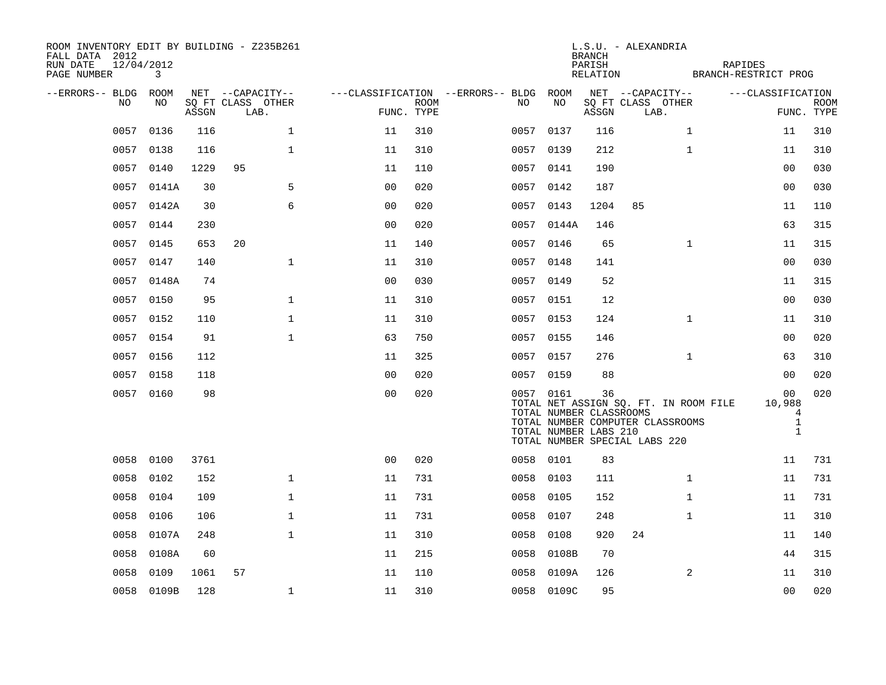ROOM INVENTORY EDIT BY BUILDING - Z235B261
FALL DATA 2012
RUN DATE 12/04/2012
PAGE NUMBER 3

L.S.U. - ALEXANDRIA
BRANCH
PARISH RAPIDES
RELATION BRANCH-RESTRICT PROG

| --ERRORS-- | BLDG NO | ROOM NO | NET SQ FT ASSGN | --CAPACITY-- CLASS | LAB. | OTHER | ---CLASSIFICATION FUNC. | ROOM TYPE | --ERRORS-- | BLDG NO | ROOM NO | NET SQ FT ASSGN | --CAPACITY-- CLASS | LAB. | OTHER | ---CLASSIFICATION FUNC. | ROOM TYPE |
|---|---|---|---|---|---|---|---|---|---|---|---|---|---|---|---|---|---|
| | 0057 | 0136 | 116 | | | 1 | 11 | 310 | | 0057 | 0137 | 116 | | | 1 | 11 | 310 |
| | 0057 | 0138 | 116 | | | 1 | 11 | 310 | | 0057 | 0139 | 212 | | | 1 | 11 | 310 |
| | 0057 | 0140 | 1229 | 95 | | | 11 | 110 | | 0057 | 0141 | 190 | | | | 00 | 030 |
| | 0057 | 0141A | 30 | | | 5 | 00 | 020 | | 0057 | 0142 | 187 | | | | 00 | 030 |
| | 0057 | 0142A | 30 | | | 6 | 00 | 020 | | 0057 | 0143 | 1204 | 85 | | | 11 | 110 |
| | 0057 | 0144 | 230 | | | | 00 | 020 | | 0057 | 0144A | 146 | | | | 63 | 315 |
| | 0057 | 0145 | 653 | 20 | | | 11 | 140 | | 0057 | 0146 | 65 | | | 1 | 11 | 315 |
| | 0057 | 0147 | 140 | | | 1 | 11 | 310 | | 0057 | 0148 | 141 | | | | 00 | 030 |
| | 0057 | 0148A | 74 | | | | 00 | 030 | | 0057 | 0149 | 52 | | | | 11 | 315 |
| | 0057 | 0150 | 95 | | | 1 | 11 | 310 | | 0057 | 0151 | 12 | | | | 00 | 030 |
| | 0057 | 0152 | 110 | | | 1 | 11 | 310 | | 0057 | 0153 | 124 | | | 1 | 11 | 310 |
| | 0057 | 0154 | 91 | | | 1 | 63 | 750 | | 0057 | 0155 | 146 | | | | 00 | 020 |
| | 0057 | 0156 | 112 | | | | 11 | 325 | | 0057 | 0157 | 276 | | | 1 | 63 | 310 |
| | 0057 | 0158 | 118 | | | | 00 | 020 | | 0057 | 0159 | 88 | | | | 00 | 020 |
| | 0057 | 0160 | 98 | | | | 00 | 020 | | 0057 | 0161 | 36 | | | | 00 | 020 |

TOTAL NET ASSIGN SQ. FT. IN ROOM FILE 10,988
TOTAL NUMBER CLASSROOMS 4
TOTAL NUMBER COMPUTER CLASSROOMS 1
TOTAL NUMBER LABS 210 1
TOTAL NUMBER SPECIAL LABS 220

| --ERRORS-- | BLDG NO | ROOM NO | NET SQ FT ASSGN | --CAPACITY-- CLASS | LAB. | OTHER | ---CLASSIFICATION FUNC. | ROOM TYPE | --ERRORS-- | BLDG NO | ROOM NO | NET SQ FT ASSGN | --CAPACITY-- CLASS | LAB. | OTHER | ---CLASSIFICATION FUNC. | ROOM TYPE |
|---|---|---|---|---|---|---|---|---|---|---|---|---|---|---|---|---|---|
| | 0058 | 0100 | 3761 | | | | 00 | 020 | | 0058 | 0101 | 83 | | | | 11 | 731 |
| | 0058 | 0102 | 152 | | | 1 | 11 | 731 | | 0058 | 0103 | 111 | | | 1 | 11 | 731 |
| | 0058 | 0104 | 109 | | | 1 | 11 | 731 | | 0058 | 0105 | 152 | | | 1 | 11 | 731 |
| | 0058 | 0106 | 106 | | | 1 | 11 | 731 | | 0058 | 0107 | 248 | | | 1 | 11 | 310 |
| | 0058 | 0107A | 248 | | | 1 | 11 | 310 | | 0058 | 0108 | 920 | 24 | | | 11 | 140 |
| | 0058 | 0108A | 60 | | | | 11 | 215 | | 0058 | 0108B | 70 | | | | 44 | 315 |
| | 0058 | 0109 | 1061 | 57 | | | 11 | 110 | | 0058 | 0109A | 126 | | | 2 | 11 | 310 |
| | 0058 | 0109B | 128 | | | 1 | 11 | 310 | | 0058 | 0109C | 95 | | | | 00 | 020 |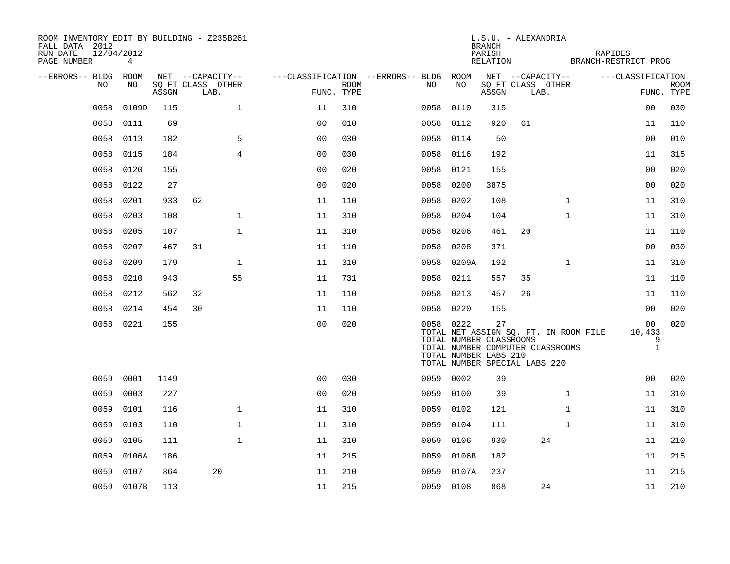ROOM INVENTORY EDIT BY BUILDING - Z235B261
FALL DATA 2012
RUN DATE 12/04/2012
PAGE NUMBER 4

L.S.U. - ALEXANDRIA
BRANCH
PARISH RAPIDES
RELATION BRANCH-RESTRICT PROG

| --ERRORS-- | BLDG NO | ROOM NO | NET SQ FT ASSGN | CAPACITY CLASS | CAPACITY LAB. | CAPACITY OTHER | CLASSIFICATION FUNC. | ROOM TYPE | --ERRORS-- | BLDG NO | ROOM NO | NET SQ FT ASSGN | CAPACITY CLASS | CAPACITY LAB. | CAPACITY OTHER | CLASSIFICATION FUNC. | ROOM TYPE |
|---|---|---|---|---|---|---|---|---|---|---|---|---|---|---|---|---|---|
| | 0058 | 0109D | 115 | | | 1 | 11 | 310 | | 0058 | 0110 | 315 | | | | 00 | 030 |
| | 0058 | 0111 | 69 | | | | 00 | 010 | | 0058 | 0112 | 920 | 61 | | | 11 | 110 |
| | 0058 | 0113 | 182 | | | 5 | 00 | 030 | | 0058 | 0114 | 50 | | | | 00 | 010 |
| | 0058 | 0115 | 184 | | | 4 | 00 | 030 | | 0058 | 0116 | 192 | | | | 11 | 315 |
| | 0058 | 0120 | 155 | | | | 00 | 020 | | 0058 | 0121 | 155 | | | | 00 | 020 |
| | 0058 | 0122 | 27 | | | | 00 | 020 | | 0058 | 0200 | 3875 | | | | 00 | 020 |
| | 0058 | 0201 | 933 | 62 | | | 11 | 110 | | 0058 | 0202 | 108 | | | 1 | 11 | 310 |
| | 0058 | 0203 | 108 | | | 1 | 11 | 310 | | 0058 | 0204 | 104 | | | 1 | 11 | 310 |
| | 0058 | 0205 | 107 | | | 1 | 11 | 310 | | 0058 | 0206 | 461 | 20 | | | 11 | 110 |
| | 0058 | 0207 | 467 | 31 | | | 11 | 110 | | 0058 | 0208 | 371 | | | | 00 | 030 |
| | 0058 | 0209 | 179 | | | 1 | 11 | 310 | | 0058 | 0209A | 192 | | | 1 | 11 | 310 |
| | 0058 | 0210 | 943 | | | 55 | 11 | 731 | | 0058 | 0211 | 557 | 35 | | | 11 | 110 |
| | 0058 | 0212 | 562 | 32 | | | 11 | 110 | | 0058 | 0213 | 457 | 26 | | | 11 | 110 |
| | 0058 | 0214 | 454 | 30 | | | 11 | 110 | | 0058 | 0220 | 155 | | | | 00 | 020 |
| | 0058 | 0221 | 155 | | | | 00 | 020 | | 0058 | 0222 | 27 | | | | 00 | 020 |
| | | | | | | | | | | TOTAL NET ASSIGN SQ. FT. IN ROOM FILE | | | | | | 10,433 | |
| | | | | | | | | | | TOTAL NUMBER CLASSROOMS | | | | | | 9 | |
| | | | | | | | | | | TOTAL NUMBER COMPUTER CLASSROOMS | | | | | | 1 | |
| | | | | | | | | | | TOTAL NUMBER LABS 210 | | | | | | | |
| | | | | | | | | | | TOTAL NUMBER SPECIAL LABS 220 | | | | | | | |
| | 0059 | 0001 | 1149 | | | | 00 | 030 | | 0059 | 0002 | 39 | | | | 00 | 020 |
| | 0059 | 0003 | 227 | | | | 00 | 020 | | 0059 | 0100 | 39 | | | 1 | 11 | 310 |
| | 0059 | 0101 | 116 | | | 1 | 11 | 310 | | 0059 | 0102 | 121 | | | 1 | 11 | 310 |
| | 0059 | 0103 | 110 | | | 1 | 11 | 310 | | 0059 | 0104 | 111 | | | 1 | 11 | 310 |
| | 0059 | 0105 | 111 | | | 1 | 11 | 310 | | 0059 | 0106 | 930 | | 24 | | 11 | 210 |
| | 0059 | 0106A | 186 | | | | 11 | 215 | | 0059 | 0106B | 182 | | | | 11 | 215 |
| | 0059 | 0107 | 864 | | 20 | | 11 | 210 | | 0059 | 0107A | 237 | | | | 11 | 215 |
| | 0059 | 0107B | 113 | | | | 11 | 215 | | 0059 | 0108 | 868 | | 24 | | 11 | 210 |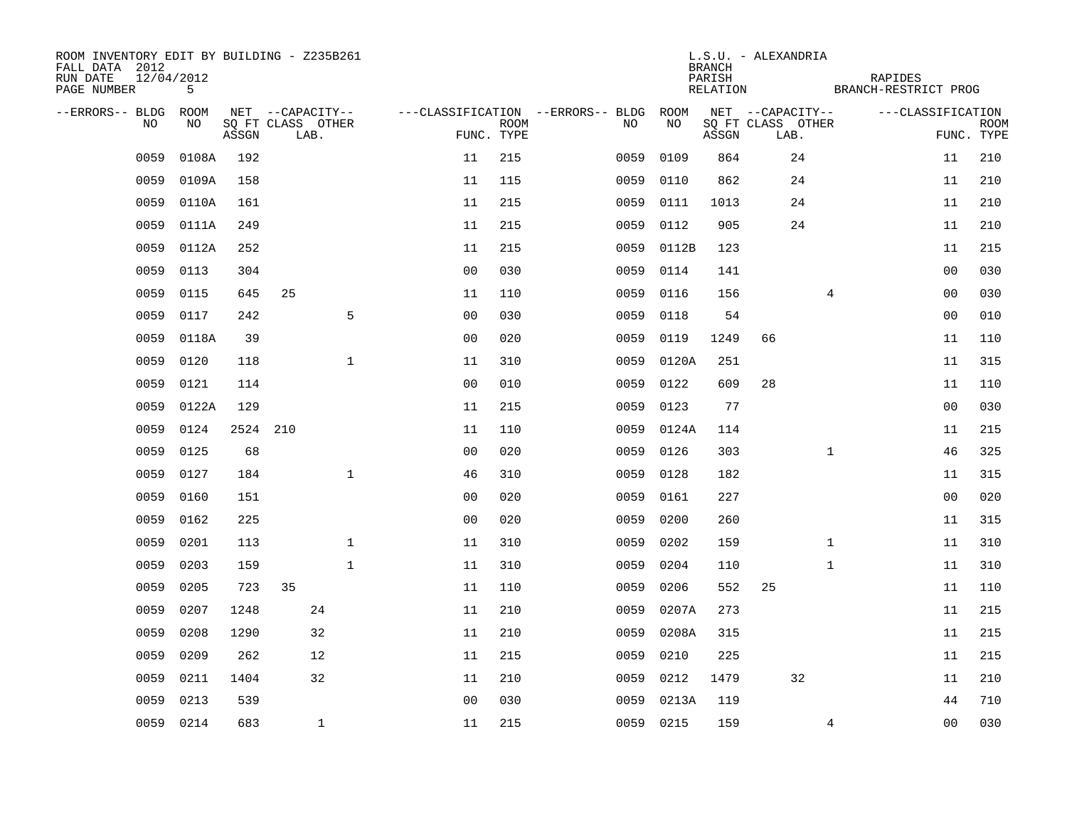ROOM INVENTORY EDIT BY BUILDING - Z235B261
FALL DATA 2012
RUN DATE 12/04/2012
PAGE NUMBER 5

L.S.U. - ALEXANDRIA
BRANCH
PARISH RAPIDES
RELATION BRANCH-RESTRICT PROG

| --ERRORS-- | BLDG NO | ROOM NO | NET SQ FT ASSGN | CAPACITY CLASS | CAPACITY LAB. | CAPACITY OTHER | CLASSIFICATION FUNC. | ROOM TYPE | --ERRORS-- | BLDG NO | ROOM NO | NET SQ FT ASSGN | CAPACITY CLASS | CAPACITY LAB. | CAPACITY OTHER | CLASSIFICATION FUNC. | ROOM TYPE |
|---|---|---|---|---|---|---|---|---|---|---|---|---|---|---|---|---|---|
| | 0059 | 0108A | 192 | | | | 11 | 215 | | 0059 | 0109 | 864 | | 24 | | 11 | 210 |
| | 0059 | 0109A | 158 | | | | 11 | 115 | | 0059 | 0110 | 862 | | 24 | | 11 | 210 |
| | 0059 | 0110A | 161 | | | | 11 | 215 | | 0059 | 0111 | 1013 | | 24 | | 11 | 210 |
| | 0059 | 0111A | 249 | | | | 11 | 215 | | 0059 | 0112 | 905 | | 24 | | 11 | 210 |
| | 0059 | 0112A | 252 | | | | 11 | 215 | | 0059 | 0112B | 123 | | | | 11 | 215 |
| | 0059 | 0113 | 304 | | | | 00 | 030 | | 0059 | 0114 | 141 | | | | 00 | 030 |
| | 0059 | 0115 | 645 | 25 | | | 11 | 110 | | 0059 | 0116 | 156 | | | 4 | 00 | 030 |
| | 0059 | 0117 | 242 | | | 5 | 00 | 030 | | 0059 | 0118 | 54 | | | | 00 | 010 |
| | 0059 | 0118A | 39 | | | | 00 | 020 | | 0059 | 0119 | 1249 | 66 | | | 11 | 110 |
| | 0059 | 0120 | 118 | | | 1 | 11 | 310 | | 0059 | 0120A | 251 | | | | 11 | 315 |
| | 0059 | 0121 | 114 | | | | 00 | 010 | | 0059 | 0122 | 609 | 28 | | | 11 | 110 |
| | 0059 | 0122A | 129 | | | | 11 | 215 | | 0059 | 0123 | 77 | | | | 00 | 030 |
| | 0059 | 0124 | 2524 | 210 | | | 11 | 110 | | 0059 | 0124A | 114 | | | | 11 | 215 |
| | 0059 | 0125 | 68 | | | | 00 | 020 | | 0059 | 0126 | 303 | | | 1 | 46 | 325 |
| | 0059 | 0127 | 184 | | | 1 | 46 | 310 | | 0059 | 0128 | 182 | | | | 11 | 315 |
| | 0059 | 0160 | 151 | | | | 00 | 020 | | 0059 | 0161 | 227 | | | | 00 | 020 |
| | 0059 | 0162 | 225 | | | | 00 | 020 | | 0059 | 0200 | 260 | | | | 11 | 315 |
| | 0059 | 0201 | 113 | | | 1 | 11 | 310 | | 0059 | 0202 | 159 | | | 1 | 11 | 310 |
| | 0059 | 0203 | 159 | | | 1 | 11 | 310 | | 0059 | 0204 | 110 | | | 1 | 11 | 310 |
| | 0059 | 0205 | 723 | 35 | | | 11 | 110 | | 0059 | 0206 | 552 | 25 | | | 11 | 110 |
| | 0059 | 0207 | 1248 | | 24 | | 11 | 210 | | 0059 | 0207A | 273 | | | | 11 | 215 |
| | 0059 | 0208 | 1290 | | 32 | | 11 | 210 | | 0059 | 0208A | 315 | | | | 11 | 215 |
| | 0059 | 0209 | 262 | | 12 | | 11 | 215 | | 0059 | 0210 | 225 | | | | 11 | 215 |
| | 0059 | 0211 | 1404 | | 32 | | 11 | 210 | | 0059 | 0212 | 1479 | | 32 | | 11 | 210 |
| | 0059 | 0213 | 539 | | | | 00 | 030 | | 0059 | 0213A | 119 | | | | 44 | 710 |
| | 0059 | 0214 | 683 | | 1 | | 11 | 215 | | 0059 | 0215 | 159 | | | 4 | 00 | 030 |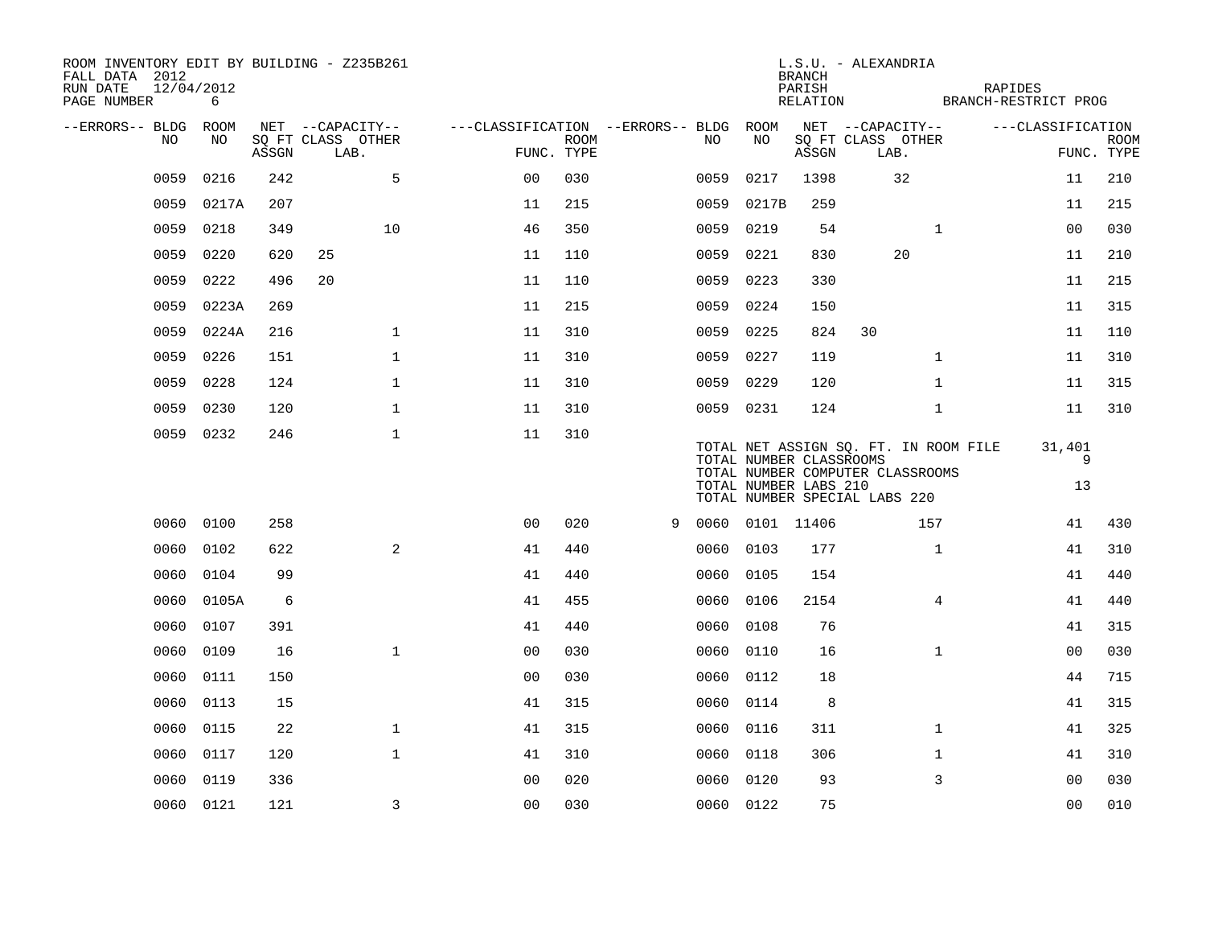ROOM INVENTORY EDIT BY BUILDING - Z235B261
FALL DATA 2012
RUN DATE 12/04/2012
PAGE NUMBER 6

L.S.U. - ALEXANDRIA
BRANCH
PARISH RAPIDES
RELATION BRANCH-RESTRICT PROG

| --ERRORS-- | BLDG NO | ROOM NO | NET SQ FT ASSGN | --CAPACITY-- CLASS | LAB. | OTHER | ---CLASSIFICATION FUNC. | ROOM TYPE | --ERRORS-- | BLDG NO | ROOM NO | NET SQ FT ASSGN | --CAPACITY-- CLASS | LAB. | OTHER | ---CLASSIFICATION FUNC. | ROOM TYPE |
|---|---|---|---|---|---|---|---|---|---|---|---|---|---|---|---|---|---|
| | 0059 | 0216 | 242 | | | 5 | 00 | 030 | | 0059 | 0217 | 1398 | | 32 | | 11 | 210 |
| | 0059 | 0217A | 207 | | | | 11 | 215 | | 0059 | 0217B | 259 | | | | 11 | 215 |
| | 0059 | 0218 | 349 | | | 10 | 46 | 350 | | 0059 | 0219 | 54 | | | 1 | 00 | 030 |
| | 0059 | 0220 | 620 | 25 | | | 11 | 110 | | 0059 | 0221 | 830 | | 20 | | 11 | 210 |
| | 0059 | 0222 | 496 | 20 | | | 11 | 110 | | 0059 | 0223 | 330 | | | | 11 | 215 |
| | 0059 | 0223A | 269 | | | | 11 | 215 | | 0059 | 0224 | 150 | | | | 11 | 315 |
| | 0059 | 0224A | 216 | | | 1 | 11 | 310 | | 0059 | 0225 | 824 | 30 | | | 11 | 110 |
| | 0059 | 0226 | 151 | | | 1 | 11 | 310 | | 0059 | 0227 | 119 | | | 1 | 11 | 310 |
| | 0059 | 0228 | 124 | | | 1 | 11 | 310 | | 0059 | 0229 | 120 | | | 1 | 11 | 315 |
| | 0059 | 0230 | 120 | | | 1 | 11 | 310 | | 0059 | 0231 | 124 | | | 1 | 11 | 310 |
| | 0059 | 0232 | 246 | | | 1 | 11 | 310 | | | | | | | | | |

TOTAL NET ASSIGN SQ. FT. IN ROOM FILE 31,401
TOTAL NUMBER CLASSROOMS 9
TOTAL NUMBER COMPUTER CLASSROOMS
TOTAL NUMBER LABS 210 13
TOTAL NUMBER SPECIAL LABS 220

| --ERRORS-- | BLDG NO | ROOM NO | NET SQ FT ASSGN | --CAPACITY-- CLASS | LAB. | OTHER | ---CLASSIFICATION FUNC. | ROOM TYPE | --ERRORS-- | BLDG NO | ROOM NO | NET SQ FT ASSGN | --CAPACITY-- CLASS | LAB. | OTHER | ---CLASSIFICATION FUNC. | ROOM TYPE |
|---|---|---|---|---|---|---|---|---|---|---|---|---|---|---|---|---|---|
| | 0060 | 0100 | 258 | | | | 00 | 020 | 9 | 0060 | 0101 | 11406 | | | 157 | 41 | 430 |
| | 0060 | 0102 | 622 | | | 2 | 41 | 440 | | 0060 | 0103 | 177 | | | 1 | 41 | 310 |
| | 0060 | 0104 | 99 | | | | 41 | 440 | | 0060 | 0105 | 154 | | | | 41 | 440 |
| | 0060 | 0105A | 6 | | | | 41 | 455 | | 0060 | 0106 | 2154 | | | 4 | 41 | 440 |
| | 0060 | 0107 | 391 | | | | 41 | 440 | | 0060 | 0108 | 76 | | | | 41 | 315 |
| | 0060 | 0109 | 16 | | | 1 | 00 | 030 | | 0060 | 0110 | 16 | | | 1 | 00 | 030 |
| | 0060 | 0111 | 150 | | | | 00 | 030 | | 0060 | 0112 | 18 | | | | 44 | 715 |
| | 0060 | 0113 | 15 | | | | 41 | 315 | | 0060 | 0114 | 8 | | | | 41 | 315 |
| | 0060 | 0115 | 22 | | | 1 | 41 | 315 | | 0060 | 0116 | 311 | | | 1 | 41 | 325 |
| | 0060 | 0117 | 120 | | | 1 | 41 | 310 | | 0060 | 0118 | 306 | | | 1 | 41 | 310 |
| | 0060 | 0119 | 336 | | | | 00 | 020 | | 0060 | 0120 | 93 | | | 3 | 00 | 030 |
| | 0060 | 0121 | 121 | | | 3 | 00 | 030 | | 0060 | 0122 | 75 | | | | 00 | 010 |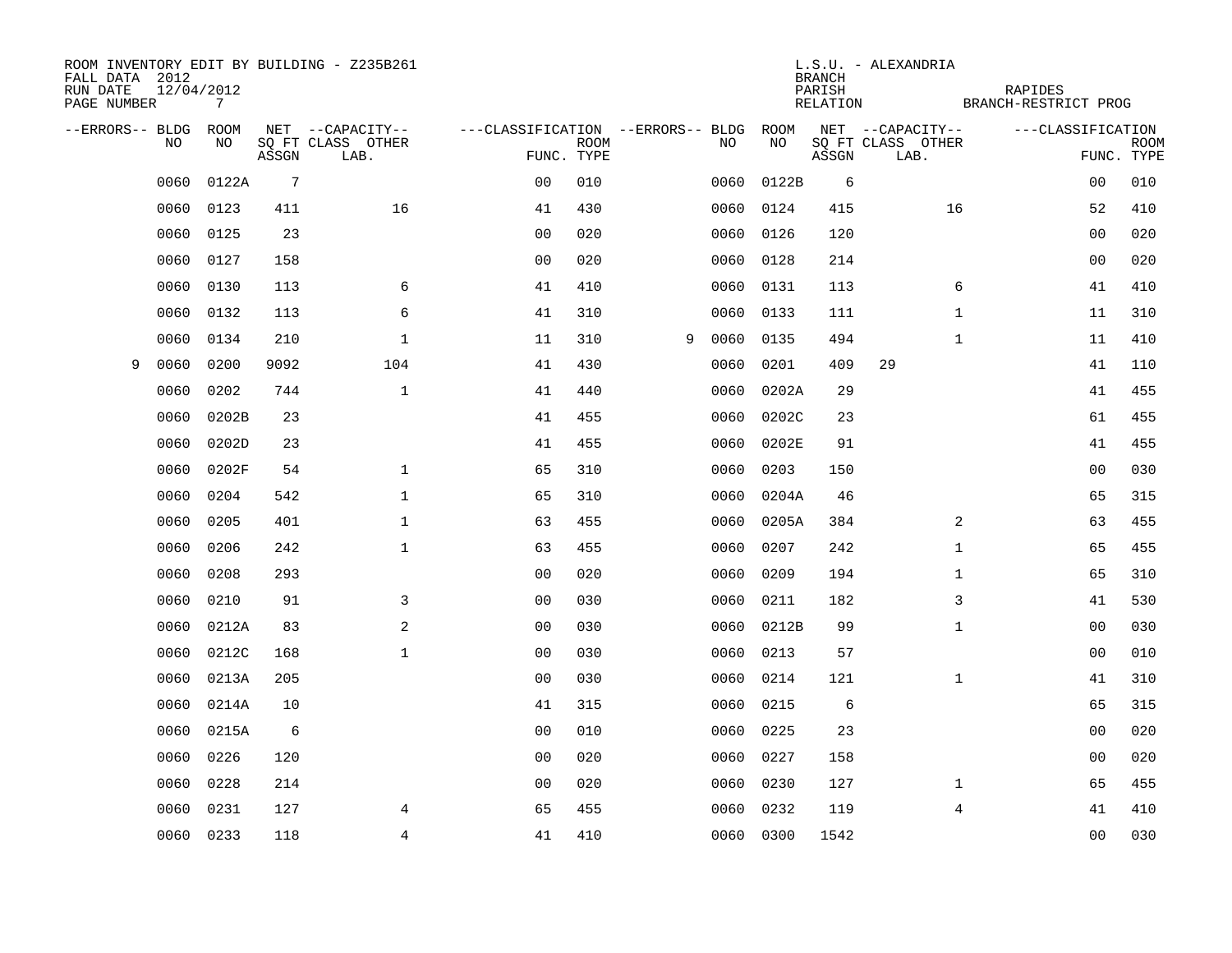ROOM INVENTORY EDIT BY BUILDING - Z235B261
FALL DATA 2012
RUN DATE 12/04/2012
PAGE NUMBER 7

L.S.U. - ALEXANDRIA
BRANCH
PARISH RAPIDES
RELATION BRANCH-RESTRICT PROG

| --ERRORS-- | BLDG NO | ROOM NO | NET SQ FT ASSGN | --CAPACITY-- CLASS | LAB. | OTHER | ---CLASSIFICATION FUNC. | ROOM TYPE | --ERRORS-- | BLDG NO | ROOM NO | NET SQ FT ASSGN | --CAPACITY-- CLASS | LAB. | OTHER | ---CLASSIFICATION FUNC. | ROOM TYPE |
|---|---|---|---|---|---|---|---|---|---|---|---|---|---|---|---|---|---|
| | 0060 | 0122A | 7 | | | | 00 | 010 | | 0060 | 0122B | 6 | | | | 00 | 010 |
| | 0060 | 0123 | 411 | | | 16 | 41 | 430 | | 0060 | 0124 | 415 | | | 16 | 52 | 410 |
| | 0060 | 0125 | 23 | | | | 00 | 020 | | 0060 | 0126 | 120 | | | | 00 | 020 |
| | 0060 | 0127 | 158 | | | | 00 | 020 | | 0060 | 0128 | 214 | | | | 00 | 020 |
| | 0060 | 0130 | 113 | | | 6 | 41 | 410 | | 0060 | 0131 | 113 | | | 6 | 41 | 410 |
| | 0060 | 0132 | 113 | | | 6 | 41 | 310 | | 0060 | 0133 | 111 | | | 1 | 11 | 310 |
| | 0060 | 0134 | 210 | | | 1 | 11 | 310 | 9 | 0060 | 0135 | 494 | | | 1 | 11 | 410 |
| 9 | 0060 | 0200 | 9092 | | | 104 | 41 | 430 | | 0060 | 0201 | 409 | 29 | | | 41 | 110 |
| | 0060 | 0202 | 744 | | | 1 | 41 | 440 | | 0060 | 0202A | 29 | | | | 41 | 455 |
| | 0060 | 0202B | 23 | | | | 41 | 455 | | 0060 | 0202C | 23 | | | | 61 | 455 |
| | 0060 | 0202D | 23 | | | | 41 | 455 | | 0060 | 0202E | 91 | | | | 41 | 455 |
| | 0060 | 0202F | 54 | | | 1 | 65 | 310 | | 0060 | 0203 | 150 | | | | 00 | 030 |
| | 0060 | 0204 | 542 | | | 1 | 65 | 310 | | 0060 | 0204A | 46 | | | | 65 | 315 |
| | 0060 | 0205 | 401 | | | 1 | 63 | 455 | | 0060 | 0205A | 384 | | | 2 | 63 | 455 |
| | 0060 | 0206 | 242 | | | 1 | 63 | 455 | | 0060 | 0207 | 242 | | | 1 | 65 | 455 |
| | 0060 | 0208 | 293 | | | | 00 | 020 | | 0060 | 0209 | 194 | | | 1 | 65 | 310 |
| | 0060 | 0210 | 91 | | | 3 | 00 | 030 | | 0060 | 0211 | 182 | | | 3 | 41 | 530 |
| | 0060 | 0212A | 83 | | | 2 | 00 | 030 | | 0060 | 0212B | 99 | | | 1 | 00 | 030 |
| | 0060 | 0212C | 168 | | | 1 | 00 | 030 | | 0060 | 0213 | 57 | | | | 00 | 010 |
| | 0060 | 0213A | 205 | | | | 00 | 030 | | 0060 | 0214 | 121 | | | 1 | 41 | 310 |
| | 0060 | 0214A | 10 | | | | 41 | 315 | | 0060 | 0215 | 6 | | | | 65 | 315 |
| | 0060 | 0215A | 6 | | | | 00 | 010 | | 0060 | 0225 | 23 | | | | 00 | 020 |
| | 0060 | 0226 | 120 | | | | 00 | 020 | | 0060 | 0227 | 158 | | | | 00 | 020 |
| | 0060 | 0228 | 214 | | | | 00 | 020 | | 0060 | 0230 | 127 | | | 1 | 65 | 455 |
| | 0060 | 0231 | 127 | | | 4 | 65 | 455 | | 0060 | 0232 | 119 | | | 4 | 41 | 410 |
| | 0060 | 0233 | 118 | | | 4 | 41 | 410 | | 0060 | 0300 | 1542 | | | | 00 | 030 |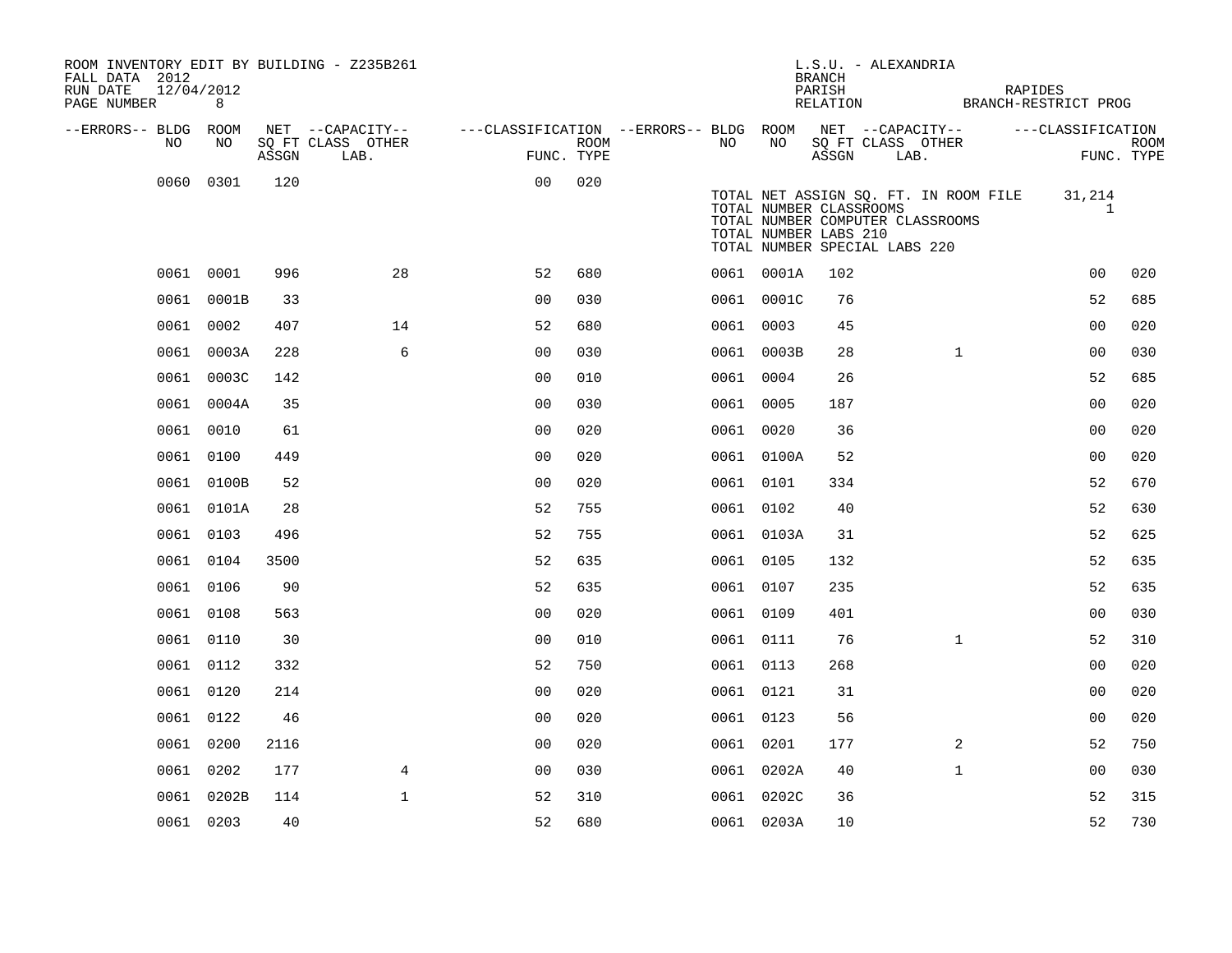ROOM INVENTORY EDIT BY BUILDING - Z235B261
FALL DATA 2012
RUN DATE 12/04/2012
PAGE NUMBER 8

L.S.U. - ALEXANDRIA
BRANCH
PARISH RAPIDES
RELATION BRANCH-RESTRICT PROG

| --ERRORS-- | BLDG NO | ROOM NO | NET SQ FT ASSGN | --CAPACITY-- CLASS | OTHER LAB. | ---CLASSIFICATION FUNC. | ROOM TYPE | --ERRORS-- | BLDG NO | ROOM NO | NET SQ FT ASSGN | --CAPACITY-- CLASS | OTHER LAB. | ---CLASSIFICATION FUNC. | ROOM TYPE |
|---|---|---|---|---|---|---|---|---|---|---|---|---|---|---|---|
| | 0060 | 0301 | 120 | | | 00 | 020 | | | | | | | | |
| | 0061 | 0001 | 996 | | 28 | 52 | 680 | | 0061 | 0001A | 102 | | | 00 | 020 |
| | 0061 | 0001B | 33 | | | 00 | 030 | | 0061 | 0001C | 76 | | | 52 | 685 |
| | 0061 | 0002 | 407 | | 14 | 52 | 680 | | 0061 | 0003 | 45 | | | 00 | 020 |
| | 0061 | 0003A | 228 | | 6 | 00 | 030 | | 0061 | 0003B | 28 | | 1 | 00 | 030 |
| | 0061 | 0003C | 142 | | | 00 | 010 | | 0061 | 0004 | 26 | | | 52 | 685 |
| | 0061 | 0004A | 35 | | | 00 | 030 | | 0061 | 0005 | 187 | | | 00 | 020 |
| | 0061 | 0010 | 61 | | | 00 | 020 | | 0061 | 0020 | 36 | | | 00 | 020 |
| | 0061 | 0100 | 449 | | | 00 | 020 | | 0061 | 0100A | 52 | | | 00 | 020 |
| | 0061 | 0100B | 52 | | | 00 | 020 | | 0061 | 0101 | 334 | | | 52 | 670 |
| | 0061 | 0101A | 28 | | | 52 | 755 | | 0061 | 0102 | 40 | | | 52 | 630 |
| | 0061 | 0103 | 496 | | | 52 | 755 | | 0061 | 0103A | 31 | | | 52 | 625 |
| | 0061 | 0104 | 3500 | | | 52 | 635 | | 0061 | 0105 | 132 | | | 52 | 635 |
| | 0061 | 0106 | 90 | | | 52 | 635 | | 0061 | 0107 | 235 | | | 52 | 635 |
| | 0061 | 0108 | 563 | | | 00 | 020 | | 0061 | 0109 | 401 | | | 00 | 030 |
| | 0061 | 0110 | 30 | | | 00 | 010 | | 0061 | 0111 | 76 | | 1 | 52 | 310 |
| | 0061 | 0112 | 332 | | | 52 | 750 | | 0061 | 0113 | 268 | | | 00 | 020 |
| | 0061 | 0120 | 214 | | | 00 | 020 | | 0061 | 0121 | 31 | | | 00 | 020 |
| | 0061 | 0122 | 46 | | | 00 | 020 | | 0061 | 0123 | 56 | | | 00 | 020 |
| | 0061 | 0200 | 2116 | | | 00 | 020 | | 0061 | 0201 | 177 | | 2 | 52 | 750 |
| | 0061 | 0202 | 177 | | 4 | 00 | 030 | | 0061 | 0202A | 40 | | 1 | 00 | 030 |
| | 0061 | 0202B | 114 | | 1 | 52 | 310 | | 0061 | 0202C | 36 | | | 52 | 315 |
| | 0061 | 0203 | 40 | | | 52 | 680 | | 0061 | 0203A | 10 | | | 52 | 730 |

TOTAL NET ASSIGN SQ. FT. IN ROOM FILE 31,214
TOTAL NUMBER CLASSROOMS 1
TOTAL NUMBER COMPUTER CLASSROOMS
TOTAL NUMBER LABS 210
TOTAL NUMBER SPECIAL LABS 220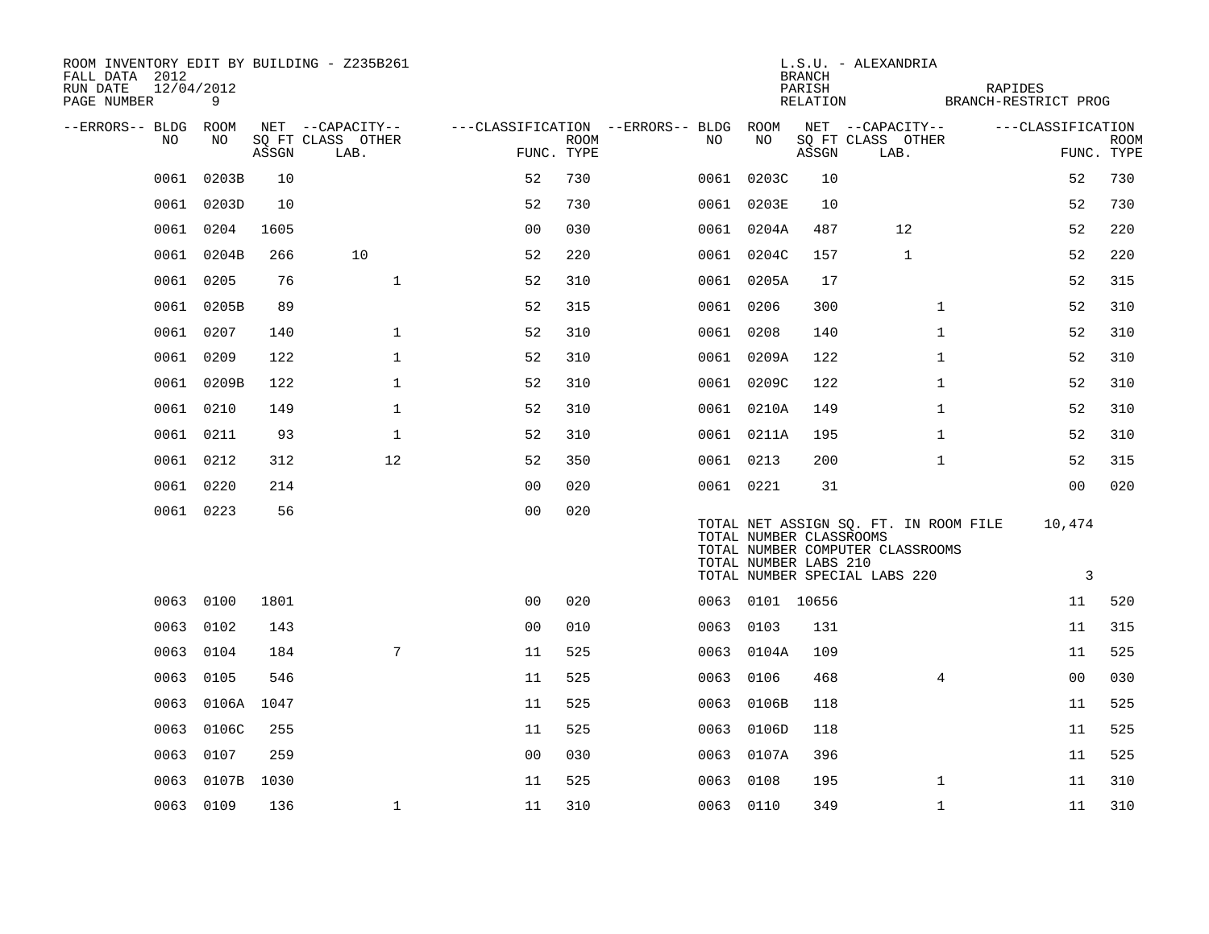ROOM INVENTORY EDIT BY BUILDING - Z235B261
FALL DATA 2012
RUN DATE 12/04/2012
PAGE NUMBER 9

L.S.U. - ALEXANDRIA
BRANCH
PARISH RAPIDES
RELATION BRANCH-RESTRICT PROG

| --ERRORS-- | BLDG NO | ROOM NO | NET ASSGN SQ FT | CAPACITY CLASS | CAPACITY OTHER LAB. | CLASSIFICATION FUNC. | ROOM TYPE | --ERRORS-- | BLDG NO | ROOM NO | NET ASSGN SQ FT | CAPACITY CLASS | CAPACITY OTHER LAB. | CLASSIFICATION FUNC. | ROOM TYPE |
|---|---|---|---|---|---|---|---|---|---|---|---|---|---|---|---|
| | 0061 | 0203B | 10 | | | 52 | 730 | | 0061 | 0203C | 10 | | | 52 | 730 |
| | 0061 | 0203D | 10 | | | 52 | 730 | | 0061 | 0203E | 10 | | | 52 | 730 |
| | 0061 | 0204 | 1605 | | | 00 | 030 | | 0061 | 0204A | 487 | 12 | | 52 | 220 |
| | 0061 | 0204B | 266 | 10 | | 52 | 220 | | 0061 | 0204C | 157 | 1 | | 52 | 220 |
| | 0061 | 0205 | 76 | | 1 | 52 | 310 | | 0061 | 0205A | 17 | | | 52 | 315 |
| | 0061 | 0205B | 89 | | | 52 | 315 | | 0061 | 0206 | 300 | | 1 | 52 | 310 |
| | 0061 | 0207 | 140 | | 1 | 52 | 310 | | 0061 | 0208 | 140 | | 1 | 52 | 310 |
| | 0061 | 0209 | 122 | | 1 | 52 | 310 | | 0061 | 0209A | 122 | | 1 | 52 | 310 |
| | 0061 | 0209B | 122 | | 1 | 52 | 310 | | 0061 | 0209C | 122 | | 1 | 52 | 310 |
| | 0061 | 0210 | 149 | | 1 | 52 | 310 | | 0061 | 0210A | 149 | | 1 | 52 | 310 |
| | 0061 | 0211 | 93 | | 1 | 52 | 310 | | 0061 | 0211A | 195 | | 1 | 52 | 310 |
| | 0061 | 0212 | 312 | | 12 | 52 | 350 | | 0061 | 0213 | 200 | | 1 | 52 | 315 |
| | 0061 | 0220 | 214 | | | 00 | 020 | | 0061 | 0221 | 31 | | | 00 | 020 |
| | 0061 | 0223 | 56 | | | 00 | 020 | | | | | | | | |

TOTAL NET ASSIGN SQ. FT. IN ROOM FILE 10,474
TOTAL NUMBER CLASSROOMS
TOTAL NUMBER COMPUTER CLASSROOMS
TOTAL NUMBER LABS 210
TOTAL NUMBER SPECIAL LABS 220 3

| --ERRORS-- | BLDG NO | ROOM NO | NET ASSGN SQ FT | CAPACITY CLASS | CAPACITY OTHER LAB. | CLASSIFICATION FUNC. | ROOM TYPE | --ERRORS-- | BLDG NO | ROOM NO | NET ASSGN SQ FT | CAPACITY CLASS | CAPACITY OTHER LAB. | CLASSIFICATION FUNC. | ROOM TYPE |
|---|---|---|---|---|---|---|---|---|---|---|---|---|---|---|---|
| | 0063 | 0100 | 1801 | | | 00 | 020 | | 0063 | 0101 | 10656 | | | 11 | 520 |
| | 0063 | 0102 | 143 | | | 00 | 010 | | 0063 | 0103 | 131 | | | 11 | 315 |
| | 0063 | 0104 | 184 | | 7 | 11 | 525 | | 0063 | 0104A | 109 | | | 11 | 525 |
| | 0063 | 0105 | 546 | | | 11 | 525 | | 0063 | 0106 | 468 | | 4 | 00 | 030 |
| | 0063 | 0106A | 1047 | | | 11 | 525 | | 0063 | 0106B | 118 | | | 11 | 525 |
| | 0063 | 0106C | 255 | | | 11 | 525 | | 0063 | 0106D | 118 | | | 11 | 525 |
| | 0063 | 0107 | 259 | | | 00 | 030 | | 0063 | 0107A | 396 | | | 11 | 525 |
| | 0063 | 0107B | 1030 | | | 11 | 525 | | 0063 | 0108 | 195 | | 1 | 11 | 310 |
| | 0063 | 0109 | 136 | | 1 | 11 | 310 | | 0063 | 0110 | 349 | | 1 | 11 | 310 |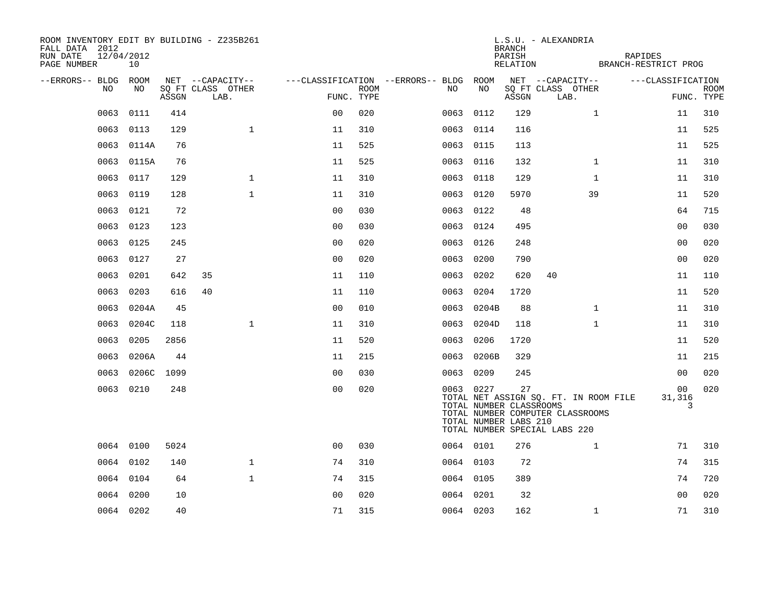ROOM INVENTORY EDIT BY BUILDING - Z235B261
FALL DATA 2012
RUN DATE 12/04/2012
PAGE NUMBER 10

L.S.U. - ALEXANDRIA
BRANCH
PARISH RAPIDES
RELATION BRANCH-RESTRICT PROG

| --ERRORS-- | BLDG NO | ROOM NO | NET SQ FT ASSGN | CAPACITY CLASS | CAPACITY LAB. | CAPACITY OTHER | FUNC. | ROOM TYPE | --ERRORS-- | BLDG NO | ROOM NO | NET SQ FT ASSGN | CAPACITY CLASS | CAPACITY LAB. | CAPACITY OTHER | FUNC. | ROOM TYPE |
|---|---|---|---|---|---|---|---|---|---|---|---|---|---|---|---|---|---|
| | 0063 | 0111 | 414 | | | | 00 | 020 | | 0063 | 0112 | 129 | | | 1 | 11 | 310 |
| | 0063 | 0113 | 129 | | | 1 | 11 | 310 | | 0063 | 0114 | 116 | | | | 11 | 525 |
| | 0063 | 0114A | 76 | | | | 11 | 525 | | 0063 | 0115 | 113 | | | | 11 | 525 |
| | 0063 | 0115A | 76 | | | | 11 | 525 | | 0063 | 0116 | 132 | | | 1 | 11 | 310 |
| | 0063 | 0117 | 129 | | | 1 | 11 | 310 | | 0063 | 0118 | 129 | | | 1 | 11 | 310 |
| | 0063 | 0119 | 128 | | | 1 | 11 | 310 | | 0063 | 0120 | 5970 | | | 39 | 11 | 520 |
| | 0063 | 0121 | 72 | | | | 00 | 030 | | 0063 | 0122 | 48 | | | | 64 | 715 |
| | 0063 | 0123 | 123 | | | | 00 | 030 | | 0063 | 0124 | 495 | | | | 00 | 030 |
| | 0063 | 0125 | 245 | | | | 00 | 020 | | 0063 | 0126 | 248 | | | | 00 | 020 |
| | 0063 | 0127 | 27 | | | | 00 | 020 | | 0063 | 0200 | 790 | | | | 00 | 020 |
| | 0063 | 0201 | 642 | 35 | | | 11 | 110 | | 0063 | 0202 | 620 | 40 | | | 11 | 110 |
| | 0063 | 0203 | 616 | 40 | | | 11 | 110 | | 0063 | 0204 | 1720 | | | | 11 | 520 |
| | 0063 | 0204A | 45 | | | | 00 | 010 | | 0063 | 0204B | 88 | | | 1 | 11 | 310 |
| | 0063 | 0204C | 118 | | | 1 | 11 | 310 | | 0063 | 0204D | 118 | | | 1 | 11 | 310 |
| | 0063 | 0205 | 2856 | | | | 11 | 520 | | 0063 | 0206 | 1720 | | | | 11 | 520 |
| | 0063 | 0206A | 44 | | | | 11 | 215 | | 0063 | 0206B | 329 | | | | 11 | 215 |
| | 0063 | 0206C | 1099 | | | | 00 | 030 | | 0063 | 0209 | 245 | | | | 00 | 020 |
| | 0063 | 0210 | 248 | | | | 00 | 020 | | 0063 | 0227 | 27 | | | | 00 | 020 |
| | | | | | | | | | | TOTAL NET ASSIGN SQ. FT. IN ROOM FILE | | | | | | 31,316 | |
| | | | | | | | | | | TOTAL NUMBER CLASSROOMS | | | | | | 3 | |
| | | | | | | | | | | TOTAL NUMBER COMPUTER CLASSROOMS | | | | | | | |
| | | | | | | | | | | TOTAL NUMBER LABS 210 | | | | | | | |
| | | | | | | | | | | TOTAL NUMBER SPECIAL LABS 220 | | | | | | | |
| | 0064 | 0100 | 5024 | | | | 00 | 030 | | 0064 | 0101 | 276 | | | 1 | 71 | 310 |
| | 0064 | 0102 | 140 | | | 1 | 74 | 310 | | 0064 | 0103 | 72 | | | | 74 | 315 |
| | 0064 | 0104 | 64 | | | 1 | 74 | 315 | | 0064 | 0105 | 389 | | | | 74 | 720 |
| | 0064 | 0200 | 10 | | | | 00 | 020 | | 0064 | 0201 | 32 | | | | 00 | 020 |
| | 0064 | 0202 | 40 | | | | 71 | 315 | | 0064 | 0203 | 162 | | | 1 | 71 | 310 |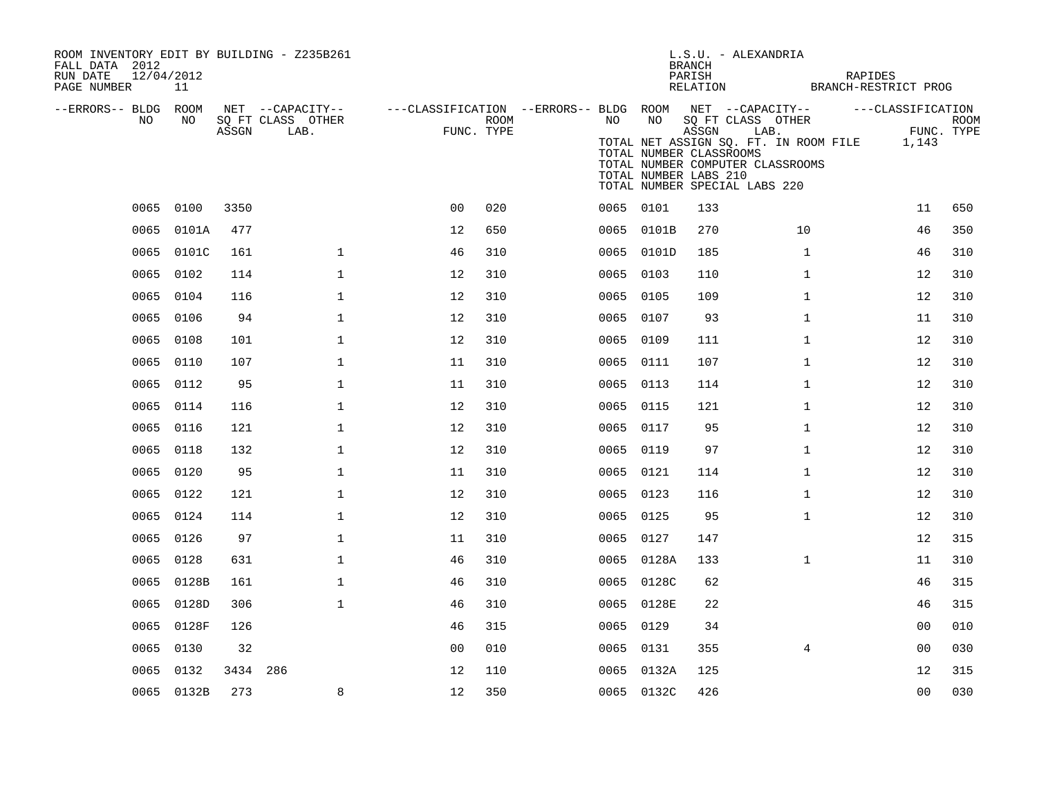ROOM INVENTORY EDIT BY BUILDING - Z235B261
FALL DATA 2012
RUN DATE 12/04/2012
PAGE NUMBER 11

L.S.U. - ALEXANDRIA
BRANCH
PARISH RAPIDES
RELATION BRANCH-RESTRICT PROG

TOTAL NET ASSIGN SQ. FT. IN ROOM FILE 1,143
TOTAL NUMBER CLASSROOMS
TOTAL NUMBER COMPUTER CLASSROOMS
TOTAL NUMBER LABS 210
TOTAL NUMBER SPECIAL LABS 220

| --ERRORS-- | BLDG NO | ROOM NO | NET SQ FT ASSGN | CAPACITY CLASS | CAPACITY LAB. | CAPACITY OTHER | FUNC. | ROOM TYPE | --ERRORS-- | BLDG NO | ROOM NO | NET SQ FT ASSGN | CAPACITY CLASS | CAPACITY LAB. | CAPACITY OTHER | FUNC. | ROOM TYPE |
|---|---|---|---|---|---|---|---|---|---|---|---|---|---|---|---|---|---|
| | 0065 | 0100 | 3350 | | | | 00 | 020 | | 0065 | 0101 | 133 | | | | 11 | 650 |
| | 0065 | 0101A | 477 | | | | 12 | 650 | | 0065 | 0101B | 270 | | | 10 | 46 | 350 |
| | 0065 | 0101C | 161 | | | 1 | 46 | 310 | | 0065 | 0101D | 185 | | | 1 | 46 | 310 |
| | 0065 | 0102 | 114 | | | 1 | 12 | 310 | | 0065 | 0103 | 110 | | | 1 | 12 | 310 |
| | 0065 | 0104 | 116 | | | 1 | 12 | 310 | | 0065 | 0105 | 109 | | | 1 | 12 | 310 |
| | 0065 | 0106 | 94 | | | 1 | 12 | 310 | | 0065 | 0107 | 93 | | | 1 | 11 | 310 |
| | 0065 | 0108 | 101 | | | 1 | 12 | 310 | | 0065 | 0109 | 111 | | | 1 | 12 | 310 |
| | 0065 | 0110 | 107 | | | 1 | 11 | 310 | | 0065 | 0111 | 107 | | | 1 | 12 | 310 |
| | 0065 | 0112 | 95 | | | 1 | 11 | 310 | | 0065 | 0113 | 114 | | | 1 | 12 | 310 |
| | 0065 | 0114 | 116 | | | 1 | 12 | 310 | | 0065 | 0115 | 121 | | | 1 | 12 | 310 |
| | 0065 | 0116 | 121 | | | 1 | 12 | 310 | | 0065 | 0117 | 95 | | | 1 | 12 | 310 |
| | 0065 | 0118 | 132 | | | 1 | 12 | 310 | | 0065 | 0119 | 97 | | | 1 | 12 | 310 |
| | 0065 | 0120 | 95 | | | 1 | 11 | 310 | | 0065 | 0121 | 114 | | | 1 | 12 | 310 |
| | 0065 | 0122 | 121 | | | 1 | 12 | 310 | | 0065 | 0123 | 116 | | | 1 | 12 | 310 |
| | 0065 | 0124 | 114 | | | 1 | 12 | 310 | | 0065 | 0125 | 95 | | | 1 | 12 | 310 |
| | 0065 | 0126 | 97 | | | 1 | 11 | 310 | | 0065 | 0127 | 147 | | | | 12 | 315 |
| | 0065 | 0128 | 631 | | | 1 | 46 | 310 | | 0065 | 0128A | 133 | | | 1 | 11 | 310 |
| | 0065 | 0128B | 161 | | | 1 | 46 | 310 | | 0065 | 0128C | 62 | | | | 46 | 315 |
| | 0065 | 0128D | 306 | | | 1 | 46 | 310 | | 0065 | 0128E | 22 | | | | 46 | 315 |
| | 0065 | 0128F | 126 | | | | 46 | 315 | | 0065 | 0129 | 34 | | | | 00 | 010 |
| | 0065 | 0130 | 32 | | | | 00 | 010 | | 0065 | 0131 | 355 | | | 4 | 00 | 030 |
| | 0065 | 0132 | 3434 | 286 | | | 12 | 110 | | 0065 | 0132A | 125 | | | | 12 | 315 |
| | 0065 | 0132B | 273 | | | 8 | 12 | 350 | | 0065 | 0132C | 426 | | | | 00 | 030 |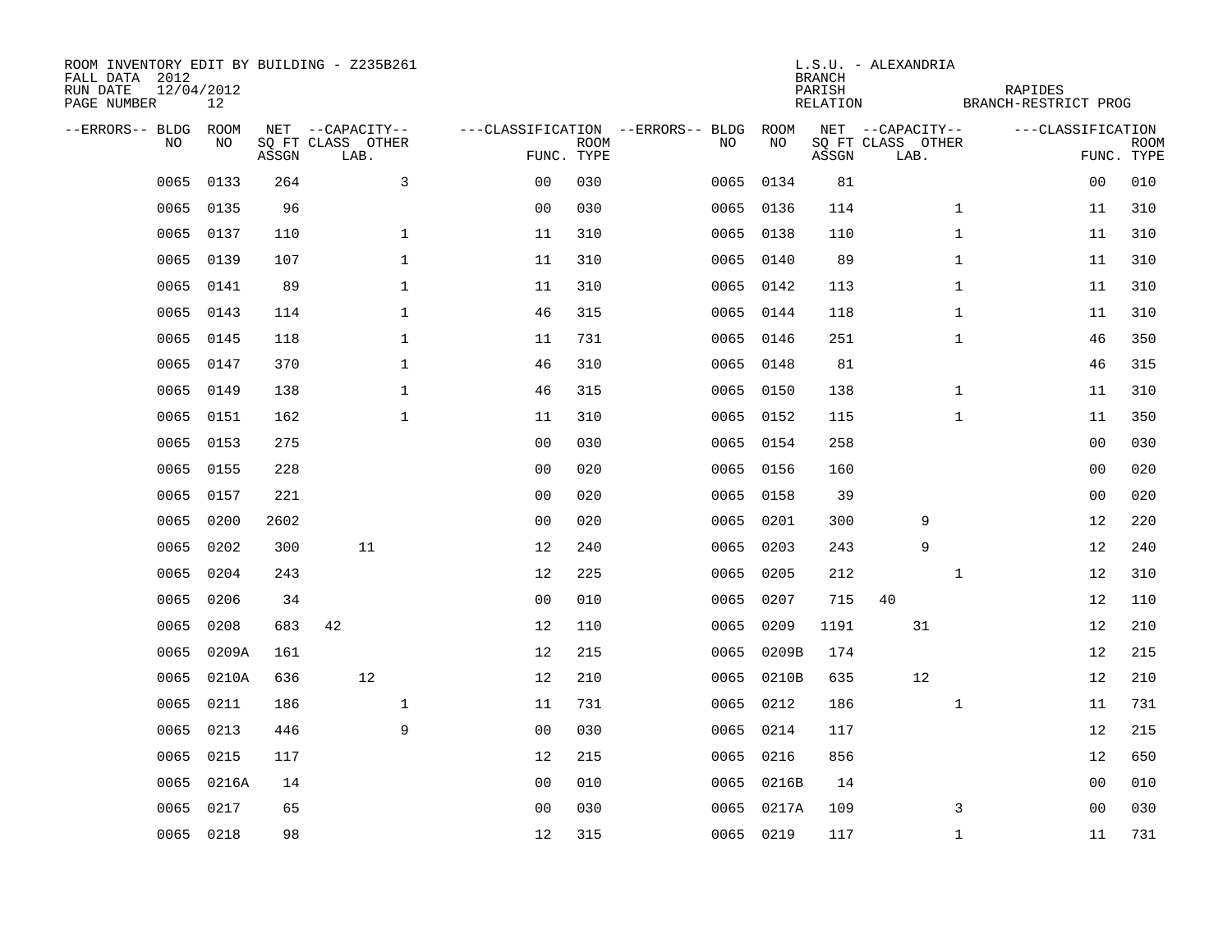ROOM INVENTORY EDIT BY BUILDING - Z235B261
FALL DATA 2012
RUN DATE 12/04/2012
PAGE NUMBER 12

L.S.U. - ALEXANDRIA
BRANCH
PARISH RAPIDES
RELATION BRANCH-RESTRICT PROG

| --ERRORS-- | BLDG NO | ROOM NO | NET SQ FT ASSGN | CAPACITY CLASS | CAPACITY LAB. | CAPACITY OTHER | CLASSIFICATION FUNC. | ROOM TYPE | --ERRORS-- | BLDG NO | ROOM NO | NET SQ FT ASSGN | CAPACITY CLASS | CAPACITY LAB. | CAPACITY OTHER | CLASSIFICATION FUNC. | ROOM TYPE |
|---|---|---|---|---|---|---|---|---|---|---|---|---|---|---|---|---|---|
| | 0065 | 0133 | 264 | | | 3 | 00 | 030 | | 0065 | 0134 | 81 | | | | 00 | 010 |
| | 0065 | 0135 | 96 | | | | 00 | 030 | | 0065 | 0136 | 114 | | | 1 | 11 | 310 |
| | 0065 | 0137 | 110 | | | 1 | 11 | 310 | | 0065 | 0138 | 110 | | | 1 | 11 | 310 |
| | 0065 | 0139 | 107 | | | 1 | 11 | 310 | | 0065 | 0140 | 89 | | | 1 | 11 | 310 |
| | 0065 | 0141 | 89 | | | 1 | 11 | 310 | | 0065 | 0142 | 113 | | | 1 | 11 | 310 |
| | 0065 | 0143 | 114 | | | 1 | 46 | 315 | | 0065 | 0144 | 118 | | | 1 | 11 | 310 |
| | 0065 | 0145 | 118 | | | 1 | 11 | 731 | | 0065 | 0146 | 251 | | | 1 | 46 | 350 |
| | 0065 | 0147 | 370 | | | 1 | 46 | 310 | | 0065 | 0148 | 81 | | | | 46 | 315 |
| | 0065 | 0149 | 138 | | | 1 | 46 | 315 | | 0065 | 0150 | 138 | | | 1 | 11 | 310 |
| | 0065 | 0151 | 162 | | | 1 | 11 | 310 | | 0065 | 0152 | 115 | | | 1 | 11 | 350 |
| | 0065 | 0153 | 275 | | | | 00 | 030 | | 0065 | 0154 | 258 | | | | 00 | 030 |
| | 0065 | 0155 | 228 | | | | 00 | 020 | | 0065 | 0156 | 160 | | | | 00 | 020 |
| | 0065 | 0157 | 221 | | | | 00 | 020 | | 0065 | 0158 | 39 | | | | 00 | 020 |
| | 0065 | 0200 | 2602 | | | | 00 | 020 | | 0065 | 0201 | 300 | | 9 | | 12 | 220 |
| | 0065 | 0202 | 300 | | 11 | | 12 | 240 | | 0065 | 0203 | 243 | | 9 | | 12 | 240 |
| | 0065 | 0204 | 243 | | | | 12 | 225 | | 0065 | 0205 | 212 | | | 1 | 12 | 310 |
| | 0065 | 0206 | 34 | | | | 00 | 010 | | 0065 | 0207 | 715 | 40 | | | 12 | 110 |
| | 0065 | 0208 | 683 | 42 | | | 12 | 110 | | 0065 | 0209 | 1191 | | 31 | | 12 | 210 |
| | 0065 | 0209A | 161 | | | | 12 | 215 | | 0065 | 0209B | 174 | | | | 12 | 215 |
| | 0065 | 0210A | 636 | | 12 | | 12 | 210 | | 0065 | 0210B | 635 | | 12 | | 12 | 210 |
| | 0065 | 0211 | 186 | | | 1 | 11 | 731 | | 0065 | 0212 | 186 | | | 1 | 11 | 731 |
| | 0065 | 0213 | 446 | | | 9 | 00 | 030 | | 0065 | 0214 | 117 | | | | 12 | 215 |
| | 0065 | 0215 | 117 | | | | 12 | 215 | | 0065 | 0216 | 856 | | | | 12 | 650 |
| | 0065 | 0216A | 14 | | | | 00 | 010 | | 0065 | 0216B | 14 | | | | 00 | 010 |
| | 0065 | 0217 | 65 | | | | 00 | 030 | | 0065 | 0217A | 109 | | | 3 | 00 | 030 |
| | 0065 | 0218 | 98 | | | | 12 | 315 | | 0065 | 0219 | 117 | | | 1 | 11 | 731 |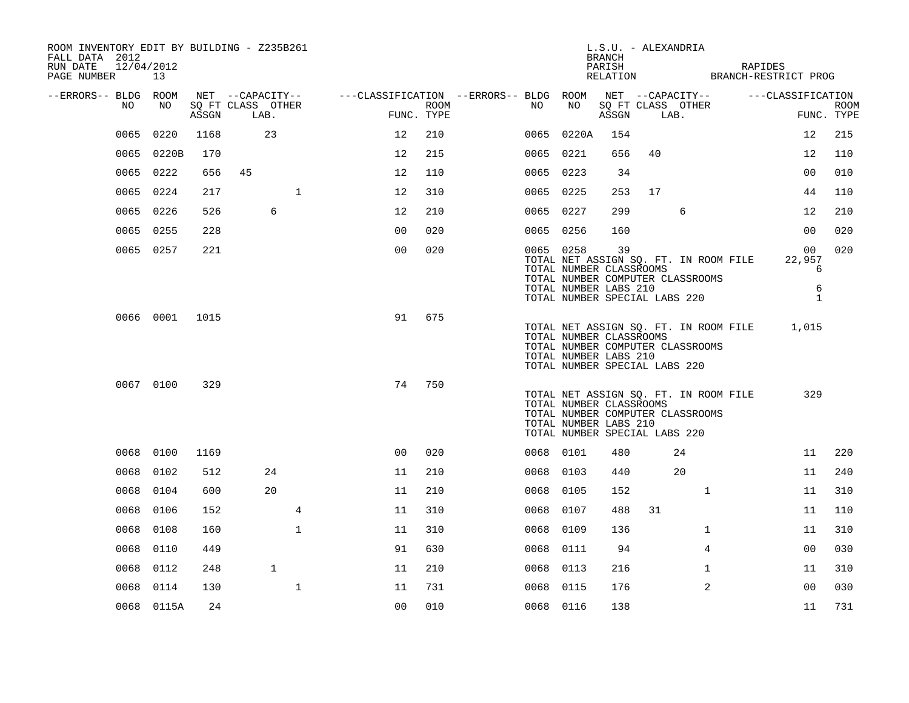ROOM INVENTORY EDIT BY BUILDING - Z235B261
FALL DATA 2012
RUN DATE 12/04/2012

L.S.U. - ALEXANDRIA
BRANCH
PARISH: RAPIDES
RELATION: BRANCH-RESTRICT PROG

| --ERRORS-- | BLDG NO | ROOM NO | NET SQ FT ASSGN | CAPACITY CLASS | CAPACITY LAB. | CAPACITY OTHER | CLASSIFICATION FUNC. | ROOM TYPE | --ERRORS-- | BLDG NO | ROOM NO | NET SQ FT ASSGN | CAPACITY CLASS | CAPACITY LAB. | CAPACITY OTHER | CLASSIFICATION FUNC. | ROOM TYPE |
|---|---|---|---|---|---|---|---|---|---|---|---|---|---|---|---|---|---|
| | 0065 | 0220 | 1168 | | 23 | | 12 | 210 | | 0065 | 0220A | 154 | | | | 12 | 215 |
| | 0065 | 0220B | 170 | | | | 12 | 215 | | 0065 | 0221 | 656 | 40 | | | 12 | 110 |
| | 0065 | 0222 | 656 | 45 | | | 12 | 110 | | 0065 | 0223 | 34 | | | | 00 | 010 |
| | 0065 | 0224 | 217 | | | 1 | 12 | 310 | | 0065 | 0225 | 253 | 17 | | | 44 | 110 |
| | 0065 | 0226 | 526 | | 6 | | 12 | 210 | | 0065 | 0227 | 299 | | 6 | | 12 | 210 |
| | 0065 | 0255 | 228 | | | | 00 | 020 | | 0065 | 0256 | 160 | | | | 00 | 020 |
| | 0065 | 0257 | 221 | | | | 00 | 020 | | 0065 | 0258 | 39 | | | | 00 | 020 |
| | | | | | | | | | | TOTAL NET ASSIGN SQ. FT. IN ROOM FILE | | | | | | 22,957 | |
| | | | | | | | | | | TOTAL NUMBER CLASSROOMS | | | | | | 6 | |
| | | | | | | | | | | TOTAL NUMBER COMPUTER CLASSROOMS | | | | | | | |
| | | | | | | | | | | TOTAL NUMBER LABS 210 | | | | | | 6 | |
| | | | | | | | | | | TOTAL NUMBER SPECIAL LABS 220 | | | | | | 1 | |
| | 0066 | 0001 | 1015 | | | | 91 | 675 | | | | | | | | | |
| | | | | | | | | | | TOTAL NET ASSIGN SQ. FT. IN ROOM FILE | | | | | | 1,015 | |
| | | | | | | | | | | TOTAL NUMBER CLASSROOMS | | | | | | | |
| | | | | | | | | | | TOTAL NUMBER COMPUTER CLASSROOMS | | | | | | | |
| | | | | | | | | | | TOTAL NUMBER LABS 210 | | | | | | | |
| | | | | | | | | | | TOTAL NUMBER SPECIAL LABS 220 | | | | | | | |
| | 0067 | 0100 | 329 | | | | 74 | 750 | | | | | | | | | |
| | | | | | | | | | | TOTAL NET ASSIGN SQ. FT. IN ROOM FILE | | | | | | 329 | |
| | | | | | | | | | | TOTAL NUMBER CLASSROOMS | | | | | | | |
| | | | | | | | | | | TOTAL NUMBER COMPUTER CLASSROOMS | | | | | | | |
| | | | | | | | | | | TOTAL NUMBER LABS 210 | | | | | | | |
| | | | | | | | | | | TOTAL NUMBER SPECIAL LABS 220 | | | | | | | |
| | 0068 | 0100 | 1169 | | | | 00 | 020 | | 0068 | 0101 | 480 | | 24 | | 11 | 220 |
| | 0068 | 0102 | 512 | | 24 | | 11 | 210 | | 0068 | 0103 | 440 | | 20 | | 11 | 240 |
| | 0068 | 0104 | 600 | | 20 | | 11 | 210 | | 0068 | 0105 | 152 | | | 1 | 11 | 310 |
| | 0068 | 0106 | 152 | | | 4 | 11 | 310 | | 0068 | 0107 | 488 | 31 | | | 11 | 110 |
| | 0068 | 0108 | 160 | | | 1 | 11 | 310 | | 0068 | 0109 | 136 | | | 1 | 11 | 310 |
| | 0068 | 0110 | 449 | | | | 91 | 630 | | 0068 | 0111 | 94 | | | 4 | 00 | 030 |
| | 0068 | 0112 | 248 | | 1 | | 11 | 210 | | 0068 | 0113 | 216 | | | 1 | 11 | 310 |
| | 0068 | 0114 | 130 | | | 1 | 11 | 731 | | 0068 | 0115 | 176 | | | 2 | 00 | 030 |
| | 0068 | 0115A | 24 | | | | 00 | 010 | | 0068 | 0116 | 138 | | | | 11 | 731 |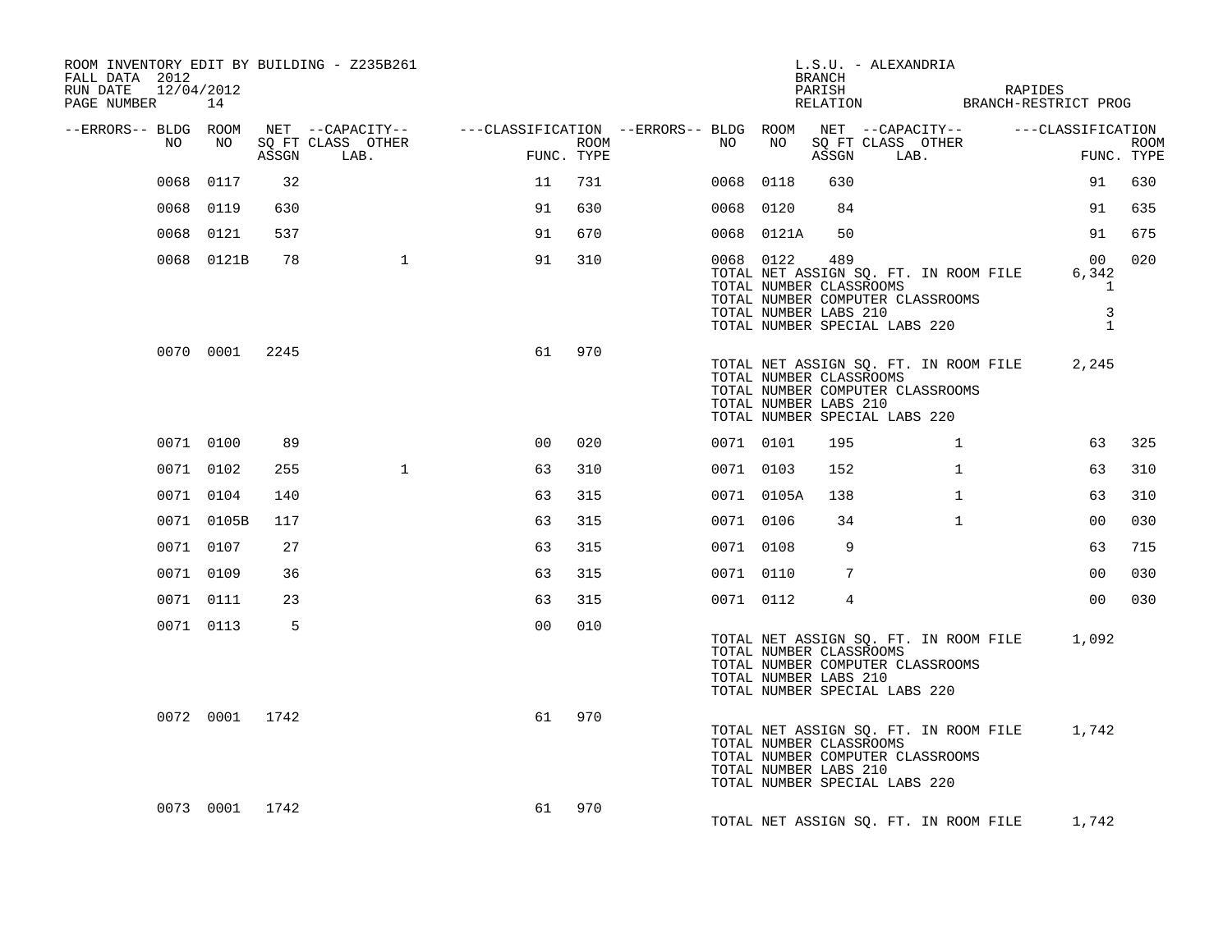ROOM INVENTORY EDIT BY BUILDING - Z235B261
FALL DATA 2012
RUN DATE 12/04/2012

L.S.U. - ALEXANDRIA
BRANCH
PARISH RAPIDES
RELATION BRANCH-RESTRICT PROG

| --ERRORS-- | BLDG NO | ROOM NO | NET SQ FT ASSGN | --CAPACITY-- CLASS LAB. | OTHER | ---CLASSIFICATION FUNC. | ROOM TYPE | --ERRORS-- | BLDG NO | ROOM NO | NET SQ FT ASSGN | --CAPACITY-- CLASS LAB. | OTHER | ---CLASSIFICATION FUNC. | ROOM TYPE |
|---|---|---|---|---|---|---|---|---|---|---|---|---|---|---|---|
| | 0068 | 0117 | 32 | | | 11 | 731 | | 0068 | 0118 | 630 | | | 91 | 630 |
| | 0068 | 0119 | 630 | | | 91 | 630 | | 0068 | 0120 | 84 | | | 91 | 635 |
| | 0068 | 0121 | 537 | | | 91 | 670 | | 0068 | 0121A | 50 | | | 91 | 675 |
| | 0068 | 0121B | 78 | | 1 | 91 | 310 | | 0068 | 0122 | 489 | | | 00 | 020 |

TOTAL NET ASSIGN SQ. FT. IN ROOM FILE 6,342
TOTAL NUMBER CLASSROOMS 1
TOTAL NUMBER COMPUTER CLASSROOMS
TOTAL NUMBER LABS 210 3
TOTAL NUMBER SPECIAL LABS 220 1

| --ERRORS-- | BLDG NO | ROOM NO | NET SQ FT ASSGN | --CAPACITY-- CLASS LAB. | OTHER | ---CLASSIFICATION FUNC. | ROOM TYPE |
|---|---|---|---|---|---|---|---|
| | 0070 | 0001 | 2245 | | | 61 | 970 |

TOTAL NET ASSIGN SQ. FT. IN ROOM FILE 2,245
TOTAL NUMBER CLASSROOMS
TOTAL NUMBER COMPUTER CLASSROOMS
TOTAL NUMBER LABS 210
TOTAL NUMBER SPECIAL LABS 220

| --ERRORS-- | BLDG NO | ROOM NO | NET SQ FT ASSGN | --CAPACITY-- CLASS LAB. | OTHER | ---CLASSIFICATION FUNC. | ROOM TYPE | --ERRORS-- | BLDG NO | ROOM NO | NET SQ FT ASSGN | --CAPACITY-- CLASS LAB. | OTHER | ---CLASSIFICATION FUNC. | ROOM TYPE |
|---|---|---|---|---|---|---|---|---|---|---|---|---|---|---|---|
| | 0071 | 0100 | 89 | | | 00 | 020 | | 0071 | 0101 | 195 | | 1 | 63 | 325 |
| | 0071 | 0102 | 255 | | 1 | 63 | 310 | | 0071 | 0103 | 152 | | 1 | 63 | 310 |
| | 0071 | 0104 | 140 | | | 63 | 315 | | 0071 | 0105A | 138 | | 1 | 63 | 310 |
| | 0071 | 0105B | 117 | | | 63 | 315 | | 0071 | 0106 | 34 | | 1 | 00 | 030 |
| | 0071 | 0107 | 27 | | | 63 | 315 | | 0071 | 0108 | 9 | | | 63 | 715 |
| | 0071 | 0109 | 36 | | | 63 | 315 | | 0071 | 0110 | 7 | | | 00 | 030 |
| | 0071 | 0111 | 23 | | | 63 | 315 | | 0071 | 0112 | 4 | | | 00 | 030 |
| | 0071 | 0113 | 5 | | | 00 | 010 | | | | | | | | |

TOTAL NET ASSIGN SQ. FT. IN ROOM FILE 1,092
TOTAL NUMBER CLASSROOMS
TOTAL NUMBER COMPUTER CLASSROOMS
TOTAL NUMBER LABS 210
TOTAL NUMBER SPECIAL LABS 220

| --ERRORS-- | BLDG NO | ROOM NO | NET SQ FT ASSGN | --CAPACITY-- CLASS LAB. | OTHER | ---CLASSIFICATION FUNC. | ROOM TYPE |
|---|---|---|---|---|---|---|---|
| | 0072 | 0001 | 1742 | | | 61 | 970 |

TOTAL NET ASSIGN SQ. FT. IN ROOM FILE 1,742
TOTAL NUMBER CLASSROOMS
TOTAL NUMBER COMPUTER CLASSROOMS
TOTAL NUMBER LABS 210
TOTAL NUMBER SPECIAL LABS 220

| --ERRORS-- | BLDG NO | ROOM NO | NET SQ FT ASSGN | --CAPACITY-- CLASS LAB. | OTHER | ---CLASSIFICATION FUNC. | ROOM TYPE |
|---|---|---|---|---|---|---|---|
| | 0073 | 0001 | 1742 | | | 61 | 970 |

TOTAL NET ASSIGN SQ. FT. IN ROOM FILE 1,742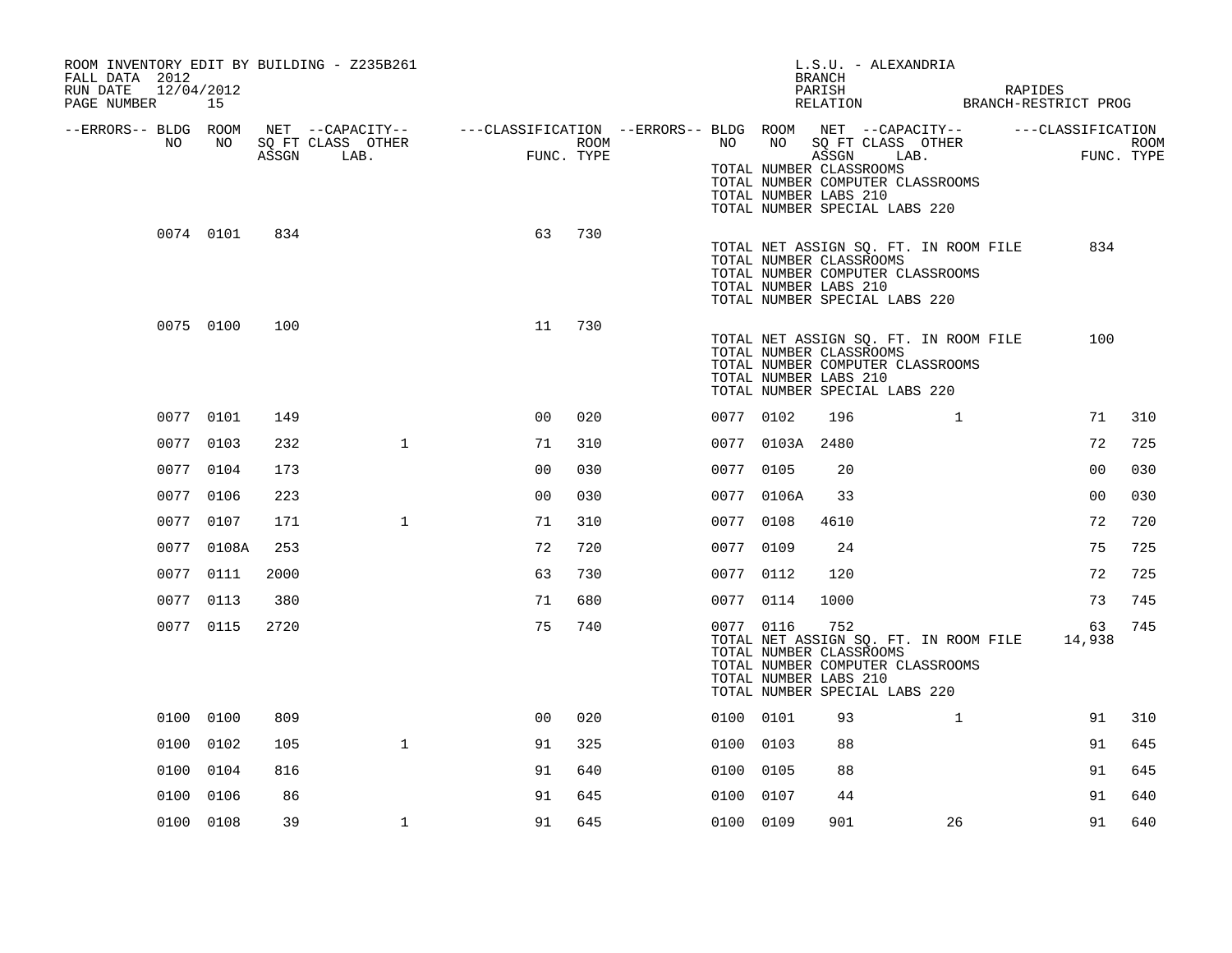ROOM INVENTORY EDIT BY BUILDING - Z235B261
FALL DATA 2012
RUN DATE 12/04/2012

L.S.U. - ALEXANDRIA
BRANCH
PARISH RAPIDES
RELATION BRANCH-RESTRICT PROG

| --ERRORS-- | BLDG NO | ROOM NO | NET ASSGN SQ FT | CAPACITY CLASS LAB. | CAPACITY OTHER | CLASSIFICATION FUNC. | ROOM TYPE | --ERRORS-- | BLDG NO | ROOM NO | NET ASSGN SQ FT | CAPACITY CLASS LAB. | CAPACITY OTHER | CLASSIFICATION FUNC. | ROOM TYPE |
|---|---|---|---|---|---|---|---|---|---|---|---|---|---|---|---|
| | | | | | | | | | TOTAL NUMBER CLASSROOMS | | | | | | |
| | | | | | | | | | TOTAL NUMBER COMPUTER CLASSROOMS | | | | | | |
| | | | | | | | | | TOTAL NUMBER LABS 210 | | | | | | |
| | | | | | | | | | TOTAL NUMBER SPECIAL LABS 220 | | | | | | |
| | 0074 | 0101 | 834 | | | 63 | 730 | | | | | | | | |
| | | | | | | | | | TOTAL NET ASSIGN SQ. FT. IN ROOM FILE | | | | | 834 | |
| | | | | | | | | | TOTAL NUMBER CLASSROOMS | | | | | | |
| | | | | | | | | | TOTAL NUMBER COMPUTER CLASSROOMS | | | | | | |
| | | | | | | | | | TOTAL NUMBER LABS 210 | | | | | | |
| | | | | | | | | | TOTAL NUMBER SPECIAL LABS 220 | | | | | | |
| | 0075 | 0100 | 100 | | | 11 | 730 | | | | | | | | |
| | | | | | | | | | TOTAL NET ASSIGN SQ. FT. IN ROOM FILE | | | | | 100 | |
| | | | | | | | | | TOTAL NUMBER CLASSROOMS | | | | | | |
| | | | | | | | | | TOTAL NUMBER COMPUTER CLASSROOMS | | | | | | |
| | | | | | | | | | TOTAL NUMBER LABS 210 | | | | | | |
| | | | | | | | | | TOTAL NUMBER SPECIAL LABS 220 | | | | | | |
| | 0077 | 0101 | 149 | | | 00 | 020 | | 0077 | 0102 | 196 | | 1 | 71 | 310 |
| | 0077 | 0103 | 232 | | 1 | 71 | 310 | | 0077 | 0103A | 2480 | | | 72 | 725 |
| | 0077 | 0104 | 173 | | | 00 | 030 | | 0077 | 0105 | 20 | | | 00 | 030 |
| | 0077 | 0106 | 223 | | | 00 | 030 | | 0077 | 0106A | 33 | | | 00 | 030 |
| | 0077 | 0107 | 171 | | 1 | 71 | 310 | | 0077 | 0108 | 4610 | | | 72 | 720 |
| | 0077 | 0108A | 253 | | | 72 | 720 | | 0077 | 0109 | 24 | | | 75 | 725 |
| | 0077 | 0111 | 2000 | | | 63 | 730 | | 0077 | 0112 | 120 | | | 72 | 725 |
| | 0077 | 0113 | 380 | | | 71 | 680 | | 0077 | 0114 | 1000 | | | 73 | 745 |
| | 0077 | 0115 | 2720 | | | 75 | 740 | | 0077 | 0116 | 752 | | | 63 | 745 |
| | | | | | | | | | TOTAL NET ASSIGN SQ. FT. IN ROOM FILE | | | | | 14,938 | |
| | | | | | | | | | TOTAL NUMBER CLASSROOMS | | | | | | |
| | | | | | | | | | TOTAL NUMBER COMPUTER CLASSROOMS | | | | | | |
| | | | | | | | | | TOTAL NUMBER LABS 210 | | | | | | |
| | | | | | | | | | TOTAL NUMBER SPECIAL LABS 220 | | | | | | |
| | 0100 | 0100 | 809 | | | 00 | 020 | | 0100 | 0101 | 93 | | 1 | 91 | 310 |
| | 0100 | 0102 | 105 | | 1 | 91 | 325 | | 0100 | 0103 | 88 | | | 91 | 645 |
| | 0100 | 0104 | 816 | | | 91 | 640 | | 0100 | 0105 | 88 | | | 91 | 645 |
| | 0100 | 0106 | 86 | | | 91 | 645 | | 0100 | 0107 | 44 | | | 91 | 640 |
| | 0100 | 0108 | 39 | | 1 | 91 | 645 | | 0100 | 0109 | 901 | | 26 | 91 | 640 |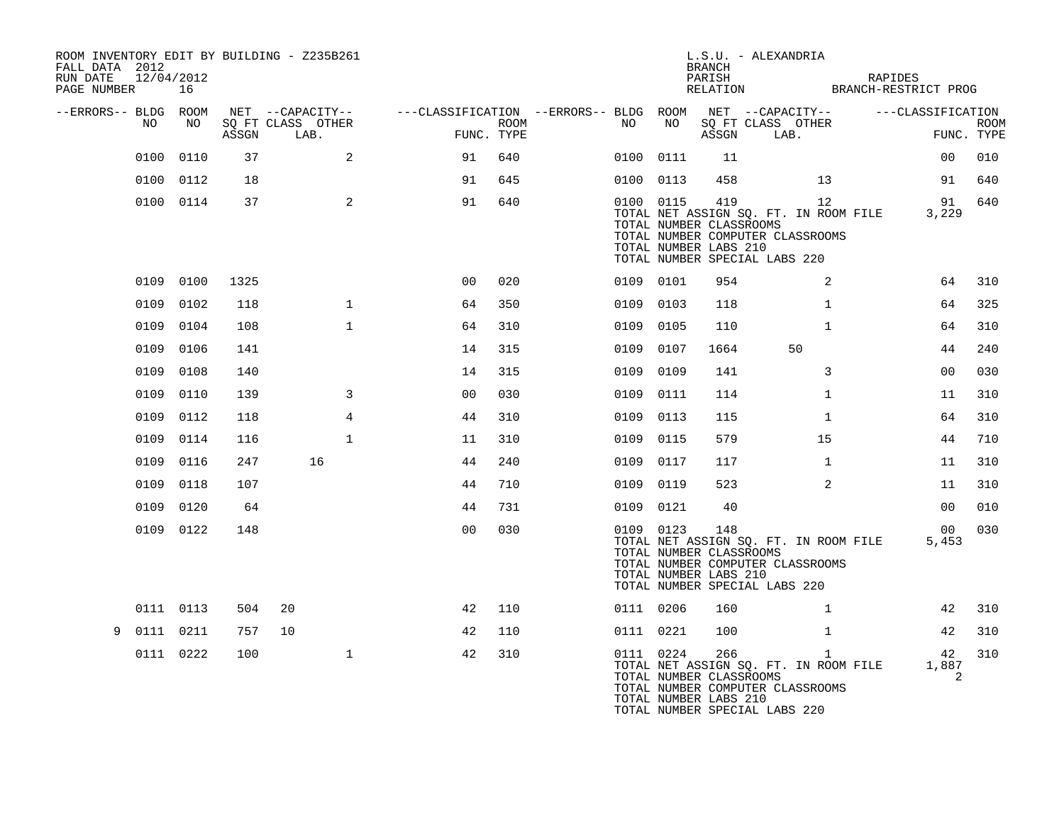ROOM INVENTORY EDIT BY BUILDING - Z235B261
FALL DATA 2012
RUN DATE 12/04/2012

L.S.U. - ALEXANDRIA
BRANCH
PARISH RAPIDES
RELATION BRANCH-RESTRICT PROG

| --ERRORS-- | BLDG NO | ROOM NO | NET ASSGN SQ FT | CAPACITY CLASS LAB. | CAPACITY OTHER | CLASSIFICATION FUNC. | ROOM TYPE | --ERRORS-- | BLDG NO | ROOM NO | NET ASSGN SQ FT | CAPACITY CLASS LAB. | CAPACITY OTHER | CLASSIFICATION FUNC. | ROOM TYPE |
|---|---|---|---|---|---|---|---|---|---|---|---|---|---|---|---|
| | 0100 | 0110 | 37 | | 2 | 91 | 640 | | 0100 | 0111 | 11 | | | 00 | 010 |
| | 0100 | 0112 | 18 | | | 91 | 645 | | 0100 | 0113 | 458 | | 13 | 91 | 640 |
| | 0100 | 0114 | 37 | | 2 | 91 | 640 | | 0100 | 0115 | 419 | | 12 | 91 | 640 |
| | | | | | | | | | TOTAL NET ASSIGN SQ. FT. IN ROOM FILE | | | | | 3,229 | |
| | | | | | | | | | TOTAL NUMBER CLASSROOMS | | | | | | |
| | | | | | | | | | TOTAL NUMBER COMPUTER CLASSROOMS | | | | | | |
| | | | | | | | | | TOTAL NUMBER LABS 210 | | | | | | |
| | | | | | | | | | TOTAL NUMBER SPECIAL LABS 220 | | | | | | |
| | 0109 | 0100 | 1325 | | | 00 | 020 | | 0109 | 0101 | 954 | | 2 | 64 | 310 |
| | 0109 | 0102 | 118 | | 1 | 64 | 350 | | 0109 | 0103 | 118 | | 1 | 64 | 325 |
| | 0109 | 0104 | 108 | | 1 | 64 | 310 | | 0109 | 0105 | 110 | | 1 | 64 | 310 |
| | 0109 | 0106 | 141 | | | 14 | 315 | | 0109 | 0107 | 1664 | 50 | | 44 | 240 |
| | 0109 | 0108 | 140 | | | 14 | 315 | | 0109 | 0109 | 141 | | 3 | 00 | 030 |
| | 0109 | 0110 | 139 | | 3 | 00 | 030 | | 0109 | 0111 | 114 | | 1 | 11 | 310 |
| | 0109 | 0112 | 118 | | 4 | 44 | 310 | | 0109 | 0113 | 115 | | 1 | 64 | 310 |
| | 0109 | 0114 | 116 | | 1 | 11 | 310 | | 0109 | 0115 | 579 | | 15 | 44 | 710 |
| | 0109 | 0116 | 247 | 16 | | 44 | 240 | | 0109 | 0117 | 117 | | 1 | 11 | 310 |
| | 0109 | 0118 | 107 | | | 44 | 710 | | 0109 | 0119 | 523 | | 2 | 11 | 310 |
| | 0109 | 0120 | 64 | | | 44 | 731 | | 0109 | 0121 | 40 | | | 00 | 010 |
| | 0109 | 0122 | 148 | | | 00 | 030 | | 0109 | 0123 | 148 | | | 00 | 030 |
| | | | | | | | | | TOTAL NET ASSIGN SQ. FT. IN ROOM FILE | | | | | 5,453 | |
| | | | | | | | | | TOTAL NUMBER CLASSROOMS | | | | | | |
| | | | | | | | | | TOTAL NUMBER COMPUTER CLASSROOMS | | | | | | |
| | | | | | | | | | TOTAL NUMBER LABS 210 | | | | | | |
| | | | | | | | | | TOTAL NUMBER SPECIAL LABS 220 | | | | | | |
| | 0111 | 0113 | 504 | 20 | | 42 | 110 | | 0111 | 0206 | 160 | | 1 | 42 | 310 |
| 9 | 0111 | 0211 | 757 | 10 | | 42 | 110 | | 0111 | 0221 | 100 | | 1 | 42 | 310 |
| | 0111 | 0222 | 100 | | 1 | 42 | 310 | | 0111 | 0224 | 266 | | 1 | 42 | 310 |
| | | | | | | | | | TOTAL NET ASSIGN SQ. FT. IN ROOM FILE | | | | | 1,887 | |
| | | | | | | | | | TOTAL NUMBER CLASSROOMS | | | | | 2 | |
| | | | | | | | | | TOTAL NUMBER COMPUTER CLASSROOMS | | | | | | |
| | | | | | | | | | TOTAL NUMBER LABS 210 | | | | | | |
| | | | | | | | | | TOTAL NUMBER SPECIAL LABS 220 | | | | | | |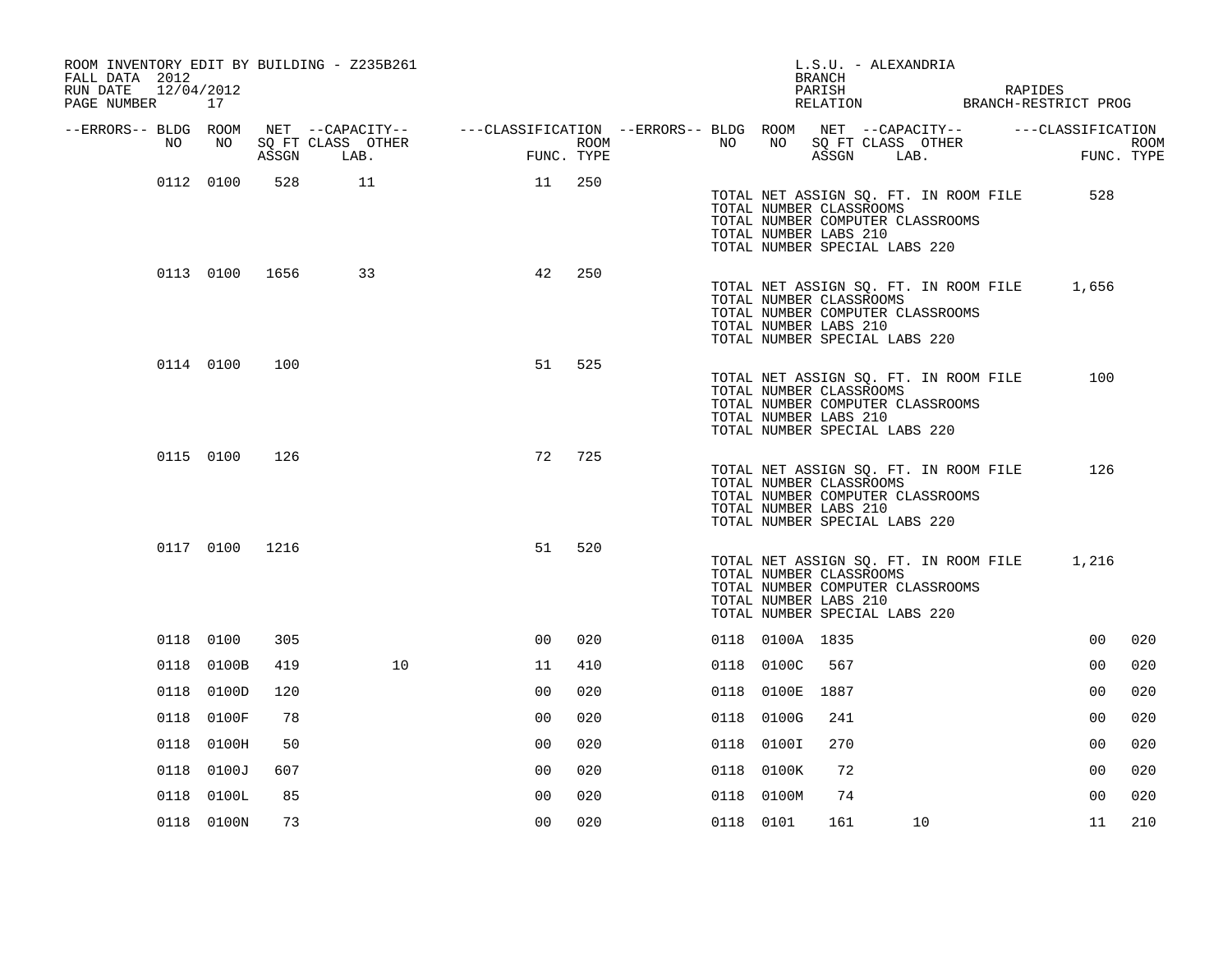ROOM INVENTORY EDIT BY BUILDING - Z235B261
FALL DATA 2012
RUN DATE 12/04/2012

L.S.U. - ALEXANDRIA
BRANCH
PARISH RAPIDES
RELATION BRANCH-RESTRICT PROG

| --ERRORS-- | BLDG NO | ROOM NO | NET SQ FT ASSGN | --CAPACITY-- CLASS LAB. | OTHER | ---CLASSIFICATION FUNC. | ROOM TYPE | --ERRORS-- | BLDG NO | ROOM NO | NET SQ FT ASSGN | --CAPACITY-- CLASS LAB. | OTHER | ---CLASSIFICATION FUNC. | ROOM TYPE |
|---|---|---|---|---|---|---|---|---|---|---|---|---|---|---|---|
| | 0112 | 0100 | 528 | 11 | | 11 | 250 | | | | | | | | |
| | | | | | | | | | TOTAL NET ASSIGN SQ. FT. IN ROOM FILE | | | | | 528 | |
| | | | | | | | | | TOTAL NUMBER CLASSROOMS | | | | | | |
| | | | | | | | | | TOTAL NUMBER COMPUTER CLASSROOMS | | | | | | |
| | | | | | | | | | TOTAL NUMBER LABS 210 | | | | | | |
| | | | | | | | | | TOTAL NUMBER SPECIAL LABS 220 | | | | | | |
| | 0113 | 0100 | 1656 | 33 | | 42 | 250 | | | | | | | | |
| | | | | | | | | | TOTAL NET ASSIGN SQ. FT. IN ROOM FILE | | | | | 1,656 | |
| | | | | | | | | | TOTAL NUMBER CLASSROOMS | | | | | | |
| | | | | | | | | | TOTAL NUMBER COMPUTER CLASSROOMS | | | | | | |
| | | | | | | | | | TOTAL NUMBER LABS 210 | | | | | | |
| | | | | | | | | | TOTAL NUMBER SPECIAL LABS 220 | | | | | | |
| | 0114 | 0100 | 100 | | | 51 | 525 | | | | | | | | |
| | | | | | | | | | TOTAL NET ASSIGN SQ. FT. IN ROOM FILE | | | | | 100 | |
| | | | | | | | | | TOTAL NUMBER CLASSROOMS | | | | | | |
| | | | | | | | | | TOTAL NUMBER COMPUTER CLASSROOMS | | | | | | |
| | | | | | | | | | TOTAL NUMBER LABS 210 | | | | | | |
| | | | | | | | | | TOTAL NUMBER SPECIAL LABS 220 | | | | | | |
| | 0115 | 0100 | 126 | | | 72 | 725 | | | | | | | | |
| | | | | | | | | | TOTAL NET ASSIGN SQ. FT. IN ROOM FILE | | | | | 126 | |
| | | | | | | | | | TOTAL NUMBER CLASSROOMS | | | | | | |
| | | | | | | | | | TOTAL NUMBER COMPUTER CLASSROOMS | | | | | | |
| | | | | | | | | | TOTAL NUMBER LABS 210 | | | | | | |
| | | | | | | | | | TOTAL NUMBER SPECIAL LABS 220 | | | | | | |
| | 0117 | 0100 | 1216 | | | 51 | 520 | | | | | | | | |
| | | | | | | | | | TOTAL NET ASSIGN SQ. FT. IN ROOM FILE | | | | | 1,216 | |
| | | | | | | | | | TOTAL NUMBER CLASSROOMS | | | | | | |
| | | | | | | | | | TOTAL NUMBER COMPUTER CLASSROOMS | | | | | | |
| | | | | | | | | | TOTAL NUMBER LABS 210 | | | | | | |
| | | | | | | | | | TOTAL NUMBER SPECIAL LABS 220 | | | | | | |
| | 0118 | 0100 | 305 | | | 00 | 020 | | 0118 | 0100A | 1835 | | | 00 | 020 |
| | 0118 | 0100B | 419 | 10 | | 11 | 410 | | 0118 | 0100C | 567 | | | 00 | 020 |
| | 0118 | 0100D | 120 | | | 00 | 020 | | 0118 | 0100E | 1887 | | | 00 | 020 |
| | 0118 | 0100F | 78 | | | 00 | 020 | | 0118 | 0100G | 241 | | | 00 | 020 |
| | 0118 | 0100H | 50 | | | 00 | 020 | | 0118 | 0100I | 270 | | | 00 | 020 |
| | 0118 | 0100J | 607 | | | 00 | 020 | | 0118 | 0100K | 72 | | | 00 | 020 |
| | 0118 | 0100L | 85 | | | 00 | 020 | | 0118 | 0100M | 74 | | | 00 | 020 |
| | 0118 | 0100N | 73 | | | 00 | 020 | | 0118 | 0101 | 161 | 10 | | 11 | 210 |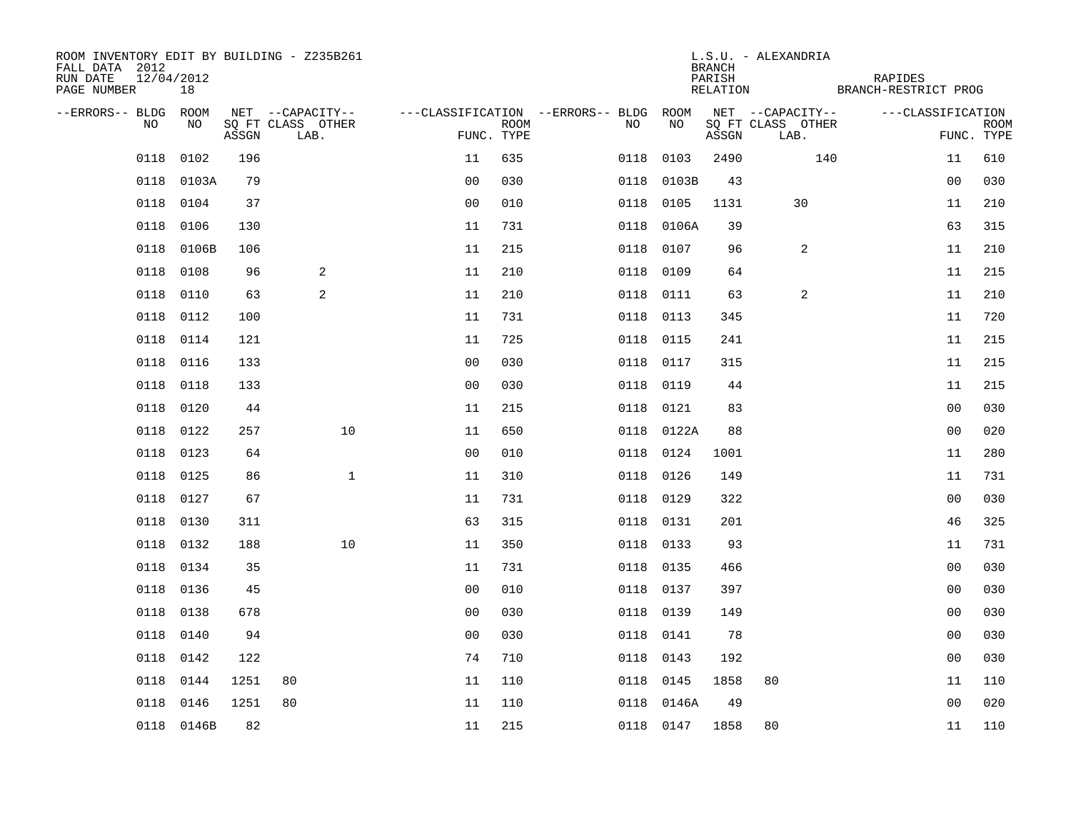ROOM INVENTORY EDIT BY BUILDING - Z235B261
FALL DATA 2012
RUN DATE 12/04/2012
PAGE NUMBER 18

L.S.U. - ALEXANDRIA
BRANCH
PARISH RAPIDES
RELATION BRANCH-RESTRICT PROG

| --ERRORS-- | BLDG NO | ROOM NO | NET SQ FT ASSGN | CAPACITY CLASS | CAPACITY LAB. | CAPACITY OTHER | CLASSIFICATION FUNC. | ROOM TYPE | --ERRORS-- | BLDG NO | ROOM NO | NET SQ FT ASSGN | CAPACITY CLASS | CAPACITY LAB. | CAPACITY OTHER | CLASSIFICATION FUNC. | ROOM TYPE |
|---|---|---|---|---|---|---|---|---|---|---|---|---|---|---|---|---|---|
| | 0118 | 0102 | 196 | | | | 11 | 635 | | 0118 | 0103 | 2490 | | | 140 | 11 | 610 |
| | 0118 | 0103A | 79 | | | | 00 | 030 | | 0118 | 0103B | 43 | | | | 00 | 030 |
| | 0118 | 0104 | 37 | | | | 00 | 010 | | 0118 | 0105 | 1131 | | 30 | | 11 | 210 |
| | 0118 | 0106 | 130 | | | | 11 | 731 | | 0118 | 0106A | 39 | | | | 63 | 315 |
| | 0118 | 0106B | 106 | | | | 11 | 215 | | 0118 | 0107 | 96 | | 2 | | 11 | 210 |
| | 0118 | 0108 | 96 | | 2 | | 11 | 210 | | 0118 | 0109 | 64 | | | | 11 | 215 |
| | 0118 | 0110 | 63 | | 2 | | 11 | 210 | | 0118 | 0111 | 63 | | 2 | | 11 | 210 |
| | 0118 | 0112 | 100 | | | | 11 | 731 | | 0118 | 0113 | 345 | | | | 11 | 720 |
| | 0118 | 0114 | 121 | | | | 11 | 725 | | 0118 | 0115 | 241 | | | | 11 | 215 |
| | 0118 | 0116 | 133 | | | | 00 | 030 | | 0118 | 0117 | 315 | | | | 11 | 215 |
| | 0118 | 0118 | 133 | | | | 00 | 030 | | 0118 | 0119 | 44 | | | | 11 | 215 |
| | 0118 | 0120 | 44 | | | | 11 | 215 | | 0118 | 0121 | 83 | | | | 00 | 030 |
| | 0118 | 0122 | 257 | | | 10 | 11 | 650 | | 0118 | 0122A | 88 | | | | 00 | 020 |
| | 0118 | 0123 | 64 | | | | 00 | 010 | | 0118 | 0124 | 1001 | | | | 11 | 280 |
| | 0118 | 0125 | 86 | | | 1 | 11 | 310 | | 0118 | 0126 | 149 | | | | 11 | 731 |
| | 0118 | 0127 | 67 | | | | 11 | 731 | | 0118 | 0129 | 322 | | | | 00 | 030 |
| | 0118 | 0130 | 311 | | | | 63 | 315 | | 0118 | 0131 | 201 | | | | 46 | 325 |
| | 0118 | 0132 | 188 | | | 10 | 11 | 350 | | 0118 | 0133 | 93 | | | | 11 | 731 |
| | 0118 | 0134 | 35 | | | | 11 | 731 | | 0118 | 0135 | 466 | | | | 00 | 030 |
| | 0118 | 0136 | 45 | | | | 00 | 010 | | 0118 | 0137 | 397 | | | | 00 | 030 |
| | 0118 | 0138 | 678 | | | | 00 | 030 | | 0118 | 0139 | 149 | | | | 00 | 030 |
| | 0118 | 0140 | 94 | | | | 00 | 030 | | 0118 | 0141 | 78 | | | | 00 | 030 |
| | 0118 | 0142 | 122 | | | | 74 | 710 | | 0118 | 0143 | 192 | | | | 00 | 030 |
| | 0118 | 0144 | 1251 | 80 | | | 11 | 110 | | 0118 | 0145 | 1858 | 80 | | | 11 | 110 |
| | 0118 | 0146 | 1251 | 80 | | | 11 | 110 | | 0118 | 0146A | 49 | | | | 00 | 020 |
| | 0118 | 0146B | 82 | | | | 11 | 215 | | 0118 | 0147 | 1858 | 80 | | | 11 | 110 |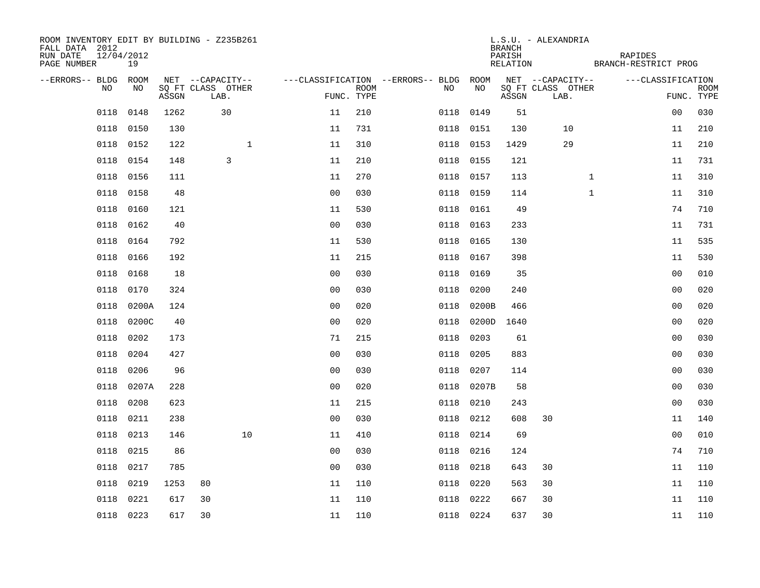ROOM INVENTORY EDIT BY BUILDING - Z235B261
FALL DATA 2012
RUN DATE 12/04/2012
PAGE NUMBER 19

L.S.U. - ALEXANDRIA
BRANCH
PARISH RAPIDES
RELATION BRANCH-RESTRICT PROG

| --ERRORS-- | BLDG NO | ROOM NO | NET SQ FT ASSGN | --CAPACITY-- CLASS | LAB. | OTHER | ---CLASSIFICATION FUNC. | ROOM TYPE | --ERRORS-- | BLDG NO | ROOM NO | NET SQ FT ASSGN | --CAPACITY-- CLASS | LAB. | OTHER | ---CLASSIFICATION FUNC. | ROOM TYPE |
|---|---|---|---|---|---|---|---|---|---|---|---|---|---|---|---|---|---|
| | 0118 | 0148 | 1262 | | 30 | | 11 | 210 | | 0118 | 0149 | 51 | | | | 00 | 030 |
| | 0118 | 0150 | 130 | | | | 11 | 731 | | 0118 | 0151 | 130 | | 10 | | 11 | 210 |
| | 0118 | 0152 | 122 | | | 1 | 11 | 310 | | 0118 | 0153 | 1429 | | 29 | | 11 | 210 |
| | 0118 | 0154 | 148 | | 3 | | 11 | 210 | | 0118 | 0155 | 121 | | | | 11 | 731 |
| | 0118 | 0156 | 111 | | | | 11 | 270 | | 0118 | 0157 | 113 | | | 1 | 11 | 310 |
| | 0118 | 0158 | 48 | | | | 00 | 030 | | 0118 | 0159 | 114 | | | 1 | 11 | 310 |
| | 0118 | 0160 | 121 | | | | 11 | 530 | | 0118 | 0161 | 49 | | | | 74 | 710 |
| | 0118 | 0162 | 40 | | | | 00 | 030 | | 0118 | 0163 | 233 | | | | 11 | 731 |
| | 0118 | 0164 | 792 | | | | 11 | 530 | | 0118 | 0165 | 130 | | | | 11 | 535 |
| | 0118 | 0166 | 192 | | | | 11 | 215 | | 0118 | 0167 | 398 | | | | 11 | 530 |
| | 0118 | 0168 | 18 | | | | 00 | 030 | | 0118 | 0169 | 35 | | | | 00 | 010 |
| | 0118 | 0170 | 324 | | | | 00 | 030 | | 0118 | 0200 | 240 | | | | 00 | 020 |
| | 0118 | 0200A | 124 | | | | 00 | 020 | | 0118 | 0200B | 466 | | | | 00 | 020 |
| | 0118 | 0200C | 40 | | | | 00 | 020 | | 0118 | 0200D | 1640 | | | | 00 | 020 |
| | 0118 | 0202 | 173 | | | | 71 | 215 | | 0118 | 0203 | 61 | | | | 00 | 030 |
| | 0118 | 0204 | 427 | | | | 00 | 030 | | 0118 | 0205 | 883 | | | | 00 | 030 |
| | 0118 | 0206 | 96 | | | | 00 | 030 | | 0118 | 0207 | 114 | | | | 00 | 030 |
| | 0118 | 0207A | 228 | | | | 00 | 020 | | 0118 | 0207B | 58 | | | | 00 | 030 |
| | 0118 | 0208 | 623 | | | | 11 | 215 | | 0118 | 0210 | 243 | | | | 00 | 030 |
| | 0118 | 0211 | 238 | | | | 00 | 030 | | 0118 | 0212 | 608 | 30 | | | 11 | 140 |
| | 0118 | 0213 | 146 | | | 10 | 11 | 410 | | 0118 | 0214 | 69 | | | | 00 | 010 |
| | 0118 | 0215 | 86 | | | | 00 | 030 | | 0118 | 0216 | 124 | | | | 74 | 710 |
| | 0118 | 0217 | 785 | | | | 00 | 030 | | 0118 | 0218 | 643 | 30 | | | 11 | 110 |
| | 0118 | 0219 | 1253 | 80 | | | 11 | 110 | | 0118 | 0220 | 563 | 30 | | | 11 | 110 |
| | 0118 | 0221 | 617 | 30 | | | 11 | 110 | | 0118 | 0222 | 667 | 30 | | | 11 | 110 |
| | 0118 | 0223 | 617 | 30 | | | 11 | 110 | | 0118 | 0224 | 637 | 30 | | | 11 | 110 |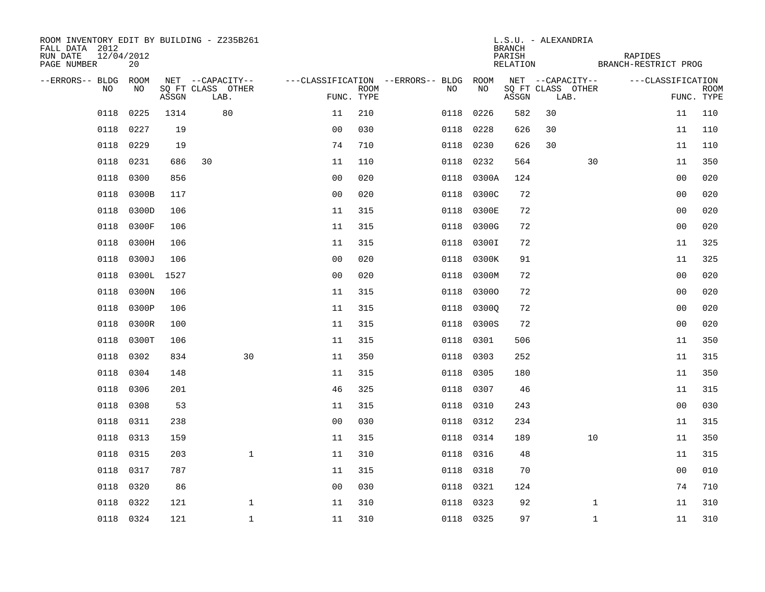ROOM INVENTORY EDIT BY BUILDING - Z235B261
FALL DATA 2012
RUN DATE 12/04/2012
PAGE NUMBER 20

L.S.U. - ALEXANDRIA
BRANCH
PARISH RAPIDES
RELATION BRANCH-RESTRICT PROG

| --ERRORS-- | BLDG NO | ROOM NO | NET SQ FT ASSGN | --CAPACITY-- CLASS LAB. | OTHER | ---CLASSIFICATION FUNC. | ROOM TYPE | --ERRORS-- | BLDG NO | ROOM NO | NET SQ FT ASSGN | --CAPACITY-- CLASS LAB. | OTHER | ---CLASSIFICATION FUNC. | ROOM TYPE |
|---|---|---|---|---|---|---|---|---|---|---|---|---|---|---|---|
| | 0118 | 0225 | 1314 | 80 | | 11 | 210 | | 0118 | 0226 | 582 | 30 | | 11 | 110 |
| | 0118 | 0227 | 19 | | | 00 | 030 | | 0118 | 0228 | 626 | 30 | | 11 | 110 |
| | 0118 | 0229 | 19 | | | 74 | 710 | | 0118 | 0230 | 626 | 30 | | 11 | 110 |
| | 0118 | 0231 | 686 | 30 | | 11 | 110 | | 0118 | 0232 | 564 | | 30 | 11 | 350 |
| | 0118 | 0300 | 856 | | | 00 | 020 | | 0118 | 0300A | 124 | | | 00 | 020 |
| | 0118 | 0300B | 117 | | | 00 | 020 | | 0118 | 0300C | 72 | | | 00 | 020 |
| | 0118 | 0300D | 106 | | | 11 | 315 | | 0118 | 0300E | 72 | | | 00 | 020 |
| | 0118 | 0300F | 106 | | | 11 | 315 | | 0118 | 0300G | 72 | | | 00 | 020 |
| | 0118 | 0300H | 106 | | | 11 | 315 | | 0118 | 0300I | 72 | | | 11 | 325 |
| | 0118 | 0300J | 106 | | | 00 | 020 | | 0118 | 0300K | 91 | | | 11 | 325 |
| | 0118 | 0300L | 1527 | | | 00 | 020 | | 0118 | 0300M | 72 | | | 00 | 020 |
| | 0118 | 0300N | 106 | | | 11 | 315 | | 0118 | 0300O | 72 | | | 00 | 020 |
| | 0118 | 0300P | 106 | | | 11 | 315 | | 0118 | 0300Q | 72 | | | 00 | 020 |
| | 0118 | 0300R | 100 | | | 11 | 315 | | 0118 | 0300S | 72 | | | 00 | 020 |
| | 0118 | 0300T | 106 | | | 11 | 315 | | 0118 | 0301 | 506 | | | 11 | 350 |
| | 0118 | 0302 | 834 | | 30 | 11 | 350 | | 0118 | 0303 | 252 | | | 11 | 315 |
| | 0118 | 0304 | 148 | | | 11 | 315 | | 0118 | 0305 | 180 | | | 11 | 350 |
| | 0118 | 0306 | 201 | | | 46 | 325 | | 0118 | 0307 | 46 | | | 11 | 315 |
| | 0118 | 0308 | 53 | | | 11 | 315 | | 0118 | 0310 | 243 | | | 00 | 030 |
| | 0118 | 0311 | 238 | | | 00 | 030 | | 0118 | 0312 | 234 | | | 11 | 315 |
| | 0118 | 0313 | 159 | | | 11 | 315 | | 0118 | 0314 | 189 | | 10 | 11 | 350 |
| | 0118 | 0315 | 203 | | 1 | 11 | 310 | | 0118 | 0316 | 48 | | | 11 | 315 |
| | 0118 | 0317 | 787 | | | 11 | 315 | | 0118 | 0318 | 70 | | | 00 | 010 |
| | 0118 | 0320 | 86 | | | 00 | 030 | | 0118 | 0321 | 124 | | | 74 | 710 |
| | 0118 | 0322 | 121 | | 1 | 11 | 310 | | 0118 | 0323 | 92 | | 1 | 11 | 310 |
| | 0118 | 0324 | 121 | | 1 | 11 | 310 | | 0118 | 0325 | 97 | | 1 | 11 | 310 |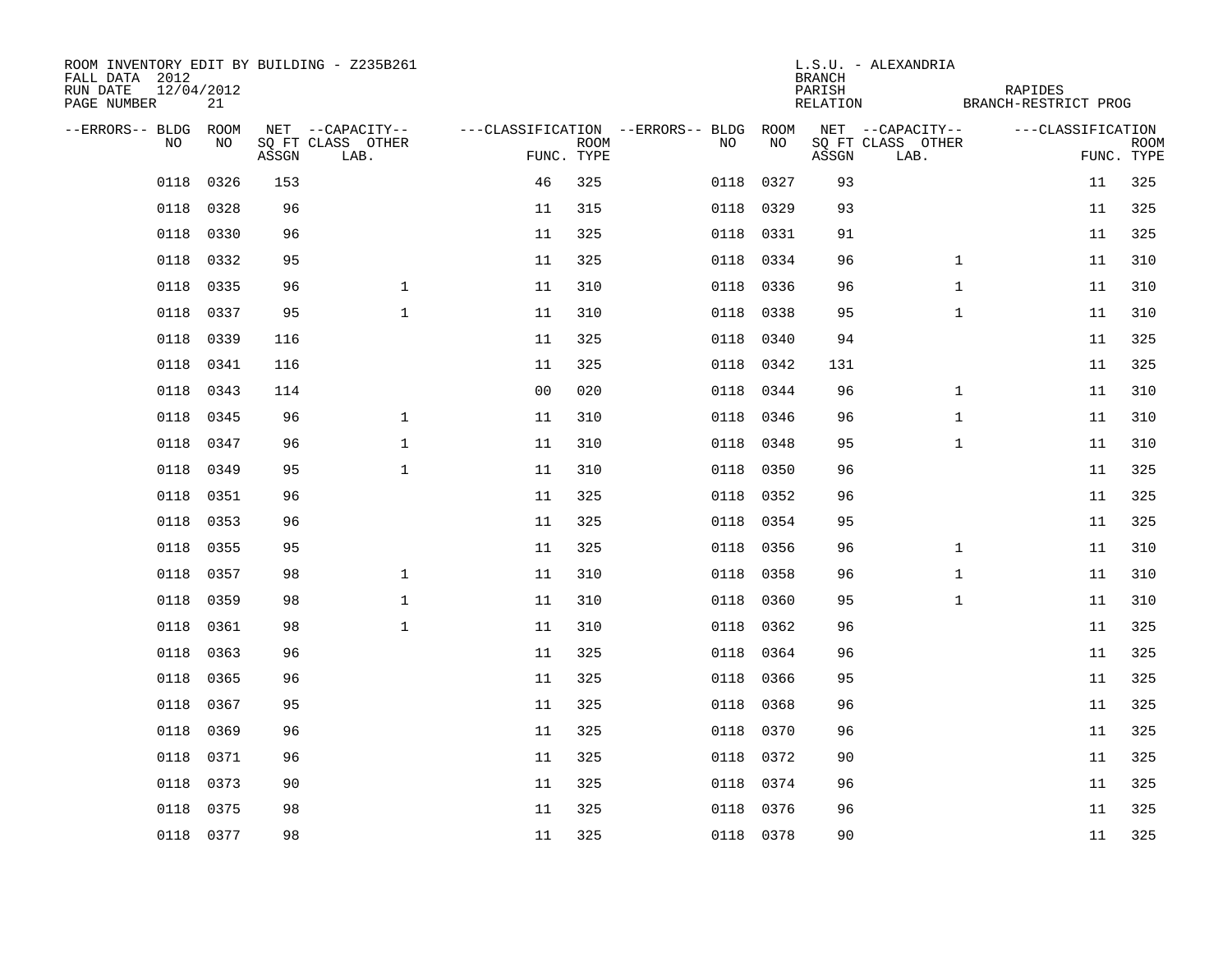ROOM INVENTORY EDIT BY BUILDING - Z235B261
FALL DATA 2012
RUN DATE 12/04/2012
PAGE NUMBER 21

L.S.U. - ALEXANDRIA
BRANCH
PARISH RAPIDES
RELATION BRANCH-RESTRICT PROG

| --ERRORS-- | BLDG NO | ROOM NO | NET ASSGN SQ FT | --CAPACITY-- CLASS LAB. | OTHER | ---CLASSIFICATION FUNC. | ROOM TYPE | --ERRORS-- | BLDG NO | ROOM NO | NET ASSGN SQ FT | --CAPACITY-- CLASS LAB. | OTHER | ---CLASSIFICATION FUNC. | ROOM TYPE |
|---|---|---|---|---|---|---|---|---|---|---|---|---|---|---|---|
| | 0118 | 0326 | 153 | | | 46 | 325 | | 0118 | 0327 | 93 | | | 11 | 325 |
| | 0118 | 0328 | 96 | | | 11 | 315 | | 0118 | 0329 | 93 | | | 11 | 325 |
| | 0118 | 0330 | 96 | | | 11 | 325 | | 0118 | 0331 | 91 | | | 11 | 325 |
| | 0118 | 0332 | 95 | | | 11 | 325 | | 0118 | 0334 | 96 | | 1 | 11 | 310 |
| | 0118 | 0335 | 96 | | 1 | 11 | 310 | | 0118 | 0336 | 96 | | 1 | 11 | 310 |
| | 0118 | 0337 | 95 | | 1 | 11 | 310 | | 0118 | 0338 | 95 | | 1 | 11 | 310 |
| | 0118 | 0339 | 116 | | | 11 | 325 | | 0118 | 0340 | 94 | | | 11 | 325 |
| | 0118 | 0341 | 116 | | | 11 | 325 | | 0118 | 0342 | 131 | | | 11 | 325 |
| | 0118 | 0343 | 114 | | | 00 | 020 | | 0118 | 0344 | 96 | | 1 | 11 | 310 |
| | 0118 | 0345 | 96 | | 1 | 11 | 310 | | 0118 | 0346 | 96 | | 1 | 11 | 310 |
| | 0118 | 0347 | 96 | | 1 | 11 | 310 | | 0118 | 0348 | 95 | | 1 | 11 | 310 |
| | 0118 | 0349 | 95 | | 1 | 11 | 310 | | 0118 | 0350 | 96 | | | 11 | 325 |
| | 0118 | 0351 | 96 | | | 11 | 325 | | 0118 | 0352 | 96 | | | 11 | 325 |
| | 0118 | 0353 | 96 | | | 11 | 325 | | 0118 | 0354 | 95 | | | 11 | 325 |
| | 0118 | 0355 | 95 | | | 11 | 325 | | 0118 | 0356 | 96 | | 1 | 11 | 310 |
| | 0118 | 0357 | 98 | | 1 | 11 | 310 | | 0118 | 0358 | 96 | | 1 | 11 | 310 |
| | 0118 | 0359 | 98 | | 1 | 11 | 310 | | 0118 | 0360 | 95 | | 1 | 11 | 310 |
| | 0118 | 0361 | 98 | | 1 | 11 | 310 | | 0118 | 0362 | 96 | | | 11 | 325 |
| | 0118 | 0363 | 96 | | | 11 | 325 | | 0118 | 0364 | 96 | | | 11 | 325 |
| | 0118 | 0365 | 96 | | | 11 | 325 | | 0118 | 0366 | 95 | | | 11 | 325 |
| | 0118 | 0367 | 95 | | | 11 | 325 | | 0118 | 0368 | 96 | | | 11 | 325 |
| | 0118 | 0369 | 96 | | | 11 | 325 | | 0118 | 0370 | 96 | | | 11 | 325 |
| | 0118 | 0371 | 96 | | | 11 | 325 | | 0118 | 0372 | 90 | | | 11 | 325 |
| | 0118 | 0373 | 90 | | | 11 | 325 | | 0118 | 0374 | 96 | | | 11 | 325 |
| | 0118 | 0375 | 98 | | | 11 | 325 | | 0118 | 0376 | 96 | | | 11 | 325 |
| | 0118 | 0377 | 98 | | | 11 | 325 | | 0118 | 0378 | 90 | | | 11 | 325 |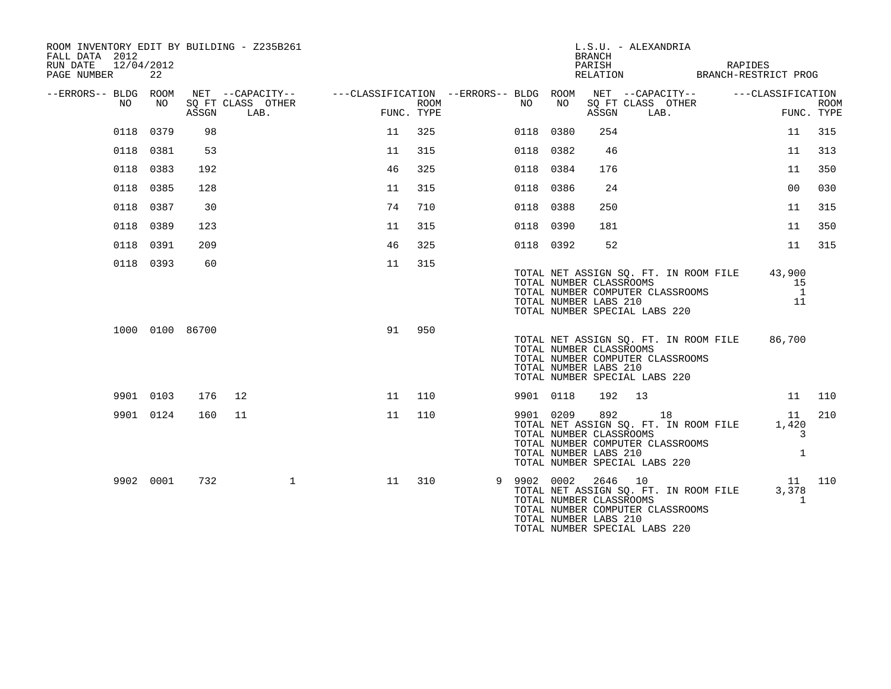ROOM INVENTORY EDIT BY BUILDING - Z235B261
FALL DATA 2012
RUN DATE 12/04/2012
PAGE NUMBER 22

L.S.U. - ALEXANDRIA
BRANCH
PARISH RAPIDES
RELATION BRANCH-RESTRICT PROG

| --ERRORS-- | BLDG NO | ROOM NO | NET SQ FT ASSGN | --CAPACITY-- CLASS | LAB. | OTHER | ---CLASSIFICATION FUNC. | ROOM TYPE | --ERRORS-- | BLDG NO | ROOM NO | NET SQ FT ASSGN | --CAPACITY-- CLASS | LAB. | OTHER | ---CLASSIFICATION FUNC. | ROOM TYPE |
|---|---|---|---|---|---|---|---|---|---|---|---|---|---|---|---|---|---|
| | 0118 | 0379 | 98 | | | | 11 | 325 | | 0118 | 0380 | 254 | | | | 11 | 315 |
| | 0118 | 0381 | 53 | | | | 11 | 315 | | 0118 | 0382 | 46 | | | | 11 | 313 |
| | 0118 | 0383 | 192 | | | | 46 | 325 | | 0118 | 0384 | 176 | | | | 11 | 350 |
| | 0118 | 0385 | 128 | | | | 11 | 315 | | 0118 | 0386 | 24 | | | | 00 | 030 |
| | 0118 | 0387 | 30 | | | | 74 | 710 | | 0118 | 0388 | 250 | | | | 11 | 315 |
| | 0118 | 0389 | 123 | | | | 11 | 315 | | 0118 | 0390 | 181 | | | | 11 | 350 |
| | 0118 | 0391 | 209 | | | | 46 | 325 | | 0118 | 0392 | 52 | | | | 11 | 315 |
| | 0118 | 0393 | 60 | | | | 11 | 315 | | | | | | | | | |

TOTAL NET ASSIGN SQ. FT. IN ROOM FILE 43,900
TOTAL NUMBER CLASSROOMS 15
TOTAL NUMBER COMPUTER CLASSROOMS 1
TOTAL NUMBER LABS 210 11
TOTAL NUMBER SPECIAL LABS 220

| --ERRORS-- | BLDG NO | ROOM NO | NET SQ FT ASSGN | CLASS | LAB. | OTHER | FUNC. | ROOM TYPE |
|---|---|---|---|---|---|---|---|---|
| | 1000 | 0100 | 86700 | | | | 91 | 950 |

TOTAL NET ASSIGN SQ. FT. IN ROOM FILE 86,700
TOTAL NUMBER CLASSROOMS
TOTAL NUMBER COMPUTER CLASSROOMS
TOTAL NUMBER LABS 210
TOTAL NUMBER SPECIAL LABS 220

| --ERRORS-- | BLDG NO | ROOM NO | NET SQ FT ASSGN | CLASS | LAB. | OTHER | FUNC. | ROOM TYPE | --ERRORS-- | BLDG NO | ROOM NO | NET SQ FT ASSGN | CLASS | LAB. | OTHER | FUNC. | ROOM TYPE |
|---|---|---|---|---|---|---|---|---|---|---|---|---|---|---|---|---|---|
| | 9901 | 0103 | 176 | 12 | | | 11 | 110 | | 9901 | 0118 | 192 | 13 | | | 11 | 110 |
| | 9901 | 0124 | 160 | 11 | | | 11 | 110 | | 9901 | 0209 | 892 | | 18 | | 11 | 210 |

TOTAL NET ASSIGN SQ. FT. IN ROOM FILE 1,420
TOTAL NUMBER CLASSROOMS 3
TOTAL NUMBER COMPUTER CLASSROOMS
TOTAL NUMBER LABS 210 1
TOTAL NUMBER SPECIAL LABS 220

| --ERRORS-- | BLDG NO | ROOM NO | NET SQ FT ASSGN | CLASS | LAB. | OTHER | FUNC. | ROOM TYPE | --ERRORS-- | BLDG NO | ROOM NO | NET SQ FT ASSGN | CLASS | LAB. | OTHER | FUNC. | ROOM TYPE |
|---|---|---|---|---|---|---|---|---|---|---|---|---|---|---|---|---|---|
| | 9902 | 0001 | 732 | | | 1 | 11 | 310 | 9 | 9902 | 0002 | 2646 | 10 | | | 11 | 110 |

TOTAL NET ASSIGN SQ. FT. IN ROOM FILE 3,378
TOTAL NUMBER CLASSROOMS 1
TOTAL NUMBER COMPUTER CLASSROOMS
TOTAL NUMBER LABS 210
TOTAL NUMBER SPECIAL LABS 220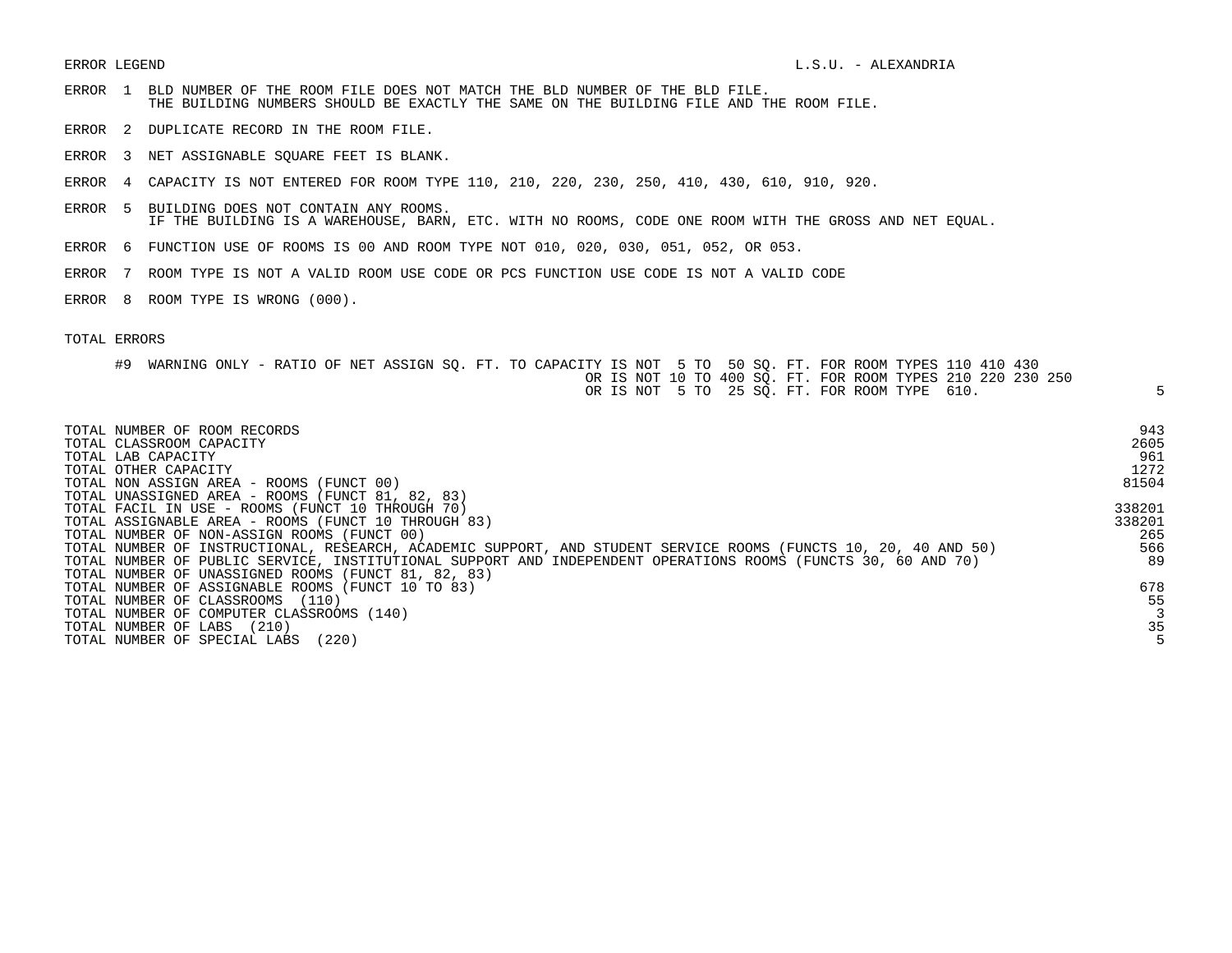ERROR LEGEND

L.S.U. - ALEXANDRIA

ERROR 1 BLD NUMBER OF THE ROOM FILE DOES NOT MATCH THE BLD NUMBER OF THE BLD FILE.
THE BUILDING NUMBERS SHOULD BE EXACTLY THE SAME ON THE BUILDING FILE AND THE ROOM FILE.

ERROR 2 DUPLICATE RECORD IN THE ROOM FILE.

ERROR 3 NET ASSIGNABLE SQUARE FEET IS BLANK.

ERROR 4 CAPACITY IS NOT ENTERED FOR ROOM TYPE 110, 210, 220, 230, 250, 410, 430, 610, 910, 920.

ERROR 5 BUILDING DOES NOT CONTAIN ANY ROOMS.
IF THE BUILDING IS A WAREHOUSE, BARN, ETC. WITH NO ROOMS, CODE ONE ROOM WITH THE GROSS AND NET EQUAL.

ERROR 6 FUNCTION USE OF ROOMS IS 00 AND ROOM TYPE NOT 010, 020, 030, 051, 052, OR 053.

ERROR 7 ROOM TYPE IS NOT A VALID ROOM USE CODE OR PCS FUNCTION USE CODE IS NOT A VALID CODE

ERROR 8 ROOM TYPE IS WRONG (000).

TOTAL ERRORS

| | |
|---|---|
| #9 WARNING ONLY - RATIO OF NET ASSIGN SQ. FT. TO CAPACITY IS NOT 5 TO 50 SQ. FT. FOR ROOM TYPES 110 410 430 OR IS NOT 10 TO 400 SQ. FT. FOR ROOM TYPES 210 220 230 250 OR IS NOT 5 TO 25 SQ. FT. FOR ROOM TYPE 610. | 5 |

| | |
|---|---|
| TOTAL NUMBER OF ROOM RECORDS | 943 |
| TOTAL CLASSROOM CAPACITY | 2605 |
| TOTAL LAB CAPACITY | 961 |
| TOTAL OTHER CAPACITY | 1272 |
| TOTAL NON ASSIGN AREA - ROOMS (FUNCT 00) | 81504 |
| TOTAL UNASSIGNED AREA - ROOMS (FUNCT 81, 82, 83) | |
| TOTAL FACIL IN USE - ROOMS (FUNCT 10 THROUGH 70) | 338201 |
| TOTAL ASSIGNABLE AREA - ROOMS (FUNCT 10 THROUGH 83) | 338201 |
| TOTAL NUMBER OF NON-ASSIGN ROOMS (FUNCT 00) | 265 |
| TOTAL NUMBER OF INSTRUCTIONAL, RESEARCH, ACADEMIC SUPPORT, AND STUDENT SERVICE ROOMS (FUNCTS 10, 20, 40 AND 50) | 566 |
| TOTAL NUMBER OF PUBLIC SERVICE, INSTITUTIONAL SUPPORT AND INDEPENDENT OPERATIONS ROOMS (FUNCTS 30, 60 AND 70) | 89 |
| TOTAL NUMBER OF UNASSIGNED ROOMS (FUNCT 81, 82, 83) | |
| TOTAL NUMBER OF ASSIGNABLE ROOMS (FUNCT 10 TO 83) | 678 |
| TOTAL NUMBER OF CLASSROOMS (110) | 55 |
| TOTAL NUMBER OF COMPUTER CLASSROOMS (140) | 3 |
| TOTAL NUMBER OF LABS (210) | 35 |
| TOTAL NUMBER OF SPECIAL LABS (220) | 5 |